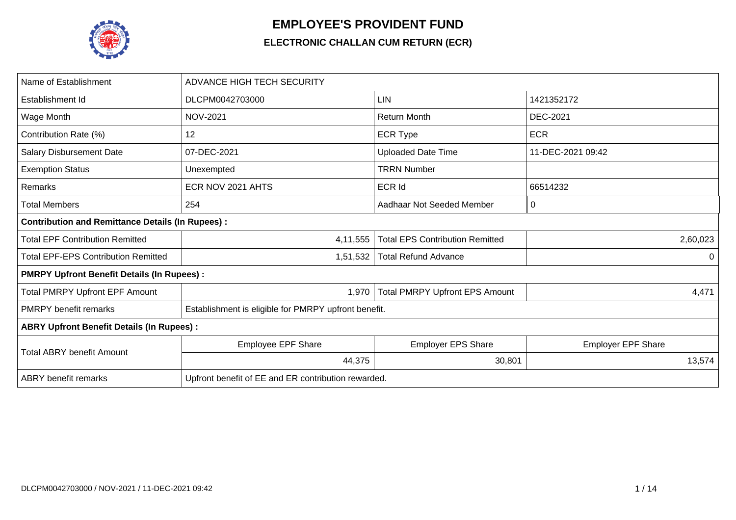# EMPLOYEE'S PROVIDENT FUND

## ELECTRONIC CHALLAN CUM RETURN (ECR)

| | | | |
|---|---|---|---|
| Name of Establishment | ADVANCE HIGH TECH SECURITY | | |
| Establishment Id | DLCPM0042703000 | LIN | 1421352172 |
| Wage Month | NOV-2021 | Return Month | DEC-2021 |
| Contribution Rate (%) | 12 | ECR Type | ECR |
| Salary Disbursement Date | 07-DEC-2021 | Uploaded Date Time | 11-DEC-2021 09:42 |
| Exemption Status | Unexempted | TRRN Number | |
| Remarks | ECR NOV 2021 AHTS | ECR Id | 66514232 |
| Total Members | 254 | Aadhaar Not Seeded Member | 0 |
| **Contribution and Remittance Details (In Rupees) :** | | | |
| Total EPF Contribution Remitted | 4,11,555 | Total EPS Contribution Remitted | 2,60,023 |
| Total EPF-EPS Contribution Remitted | 1,51,532 | Total Refund Advance | 0 |
| **PMRPY Upfront Benefit Details (In Rupees) :** | | | |
| Total PMRPY Upfront EPF Amount | 1,970 | Total PMRPY Upfront EPS Amount | 4,471 |
| PMRPY benefit remarks | Establishment is eligible for PMRPY upfront benefit. | | |
| **ABRY Upfront Benefit Details (In Rupees) :** | | | |
| Total ABRY benefit Amount | Employee EPF Share | Employer EPS Share | Employer EPF Share |
| | 44,375 | 30,801 | 13,574 |
| ABRY benefit remarks | Upfront benefit of EE and ER contribution rewarded. | | |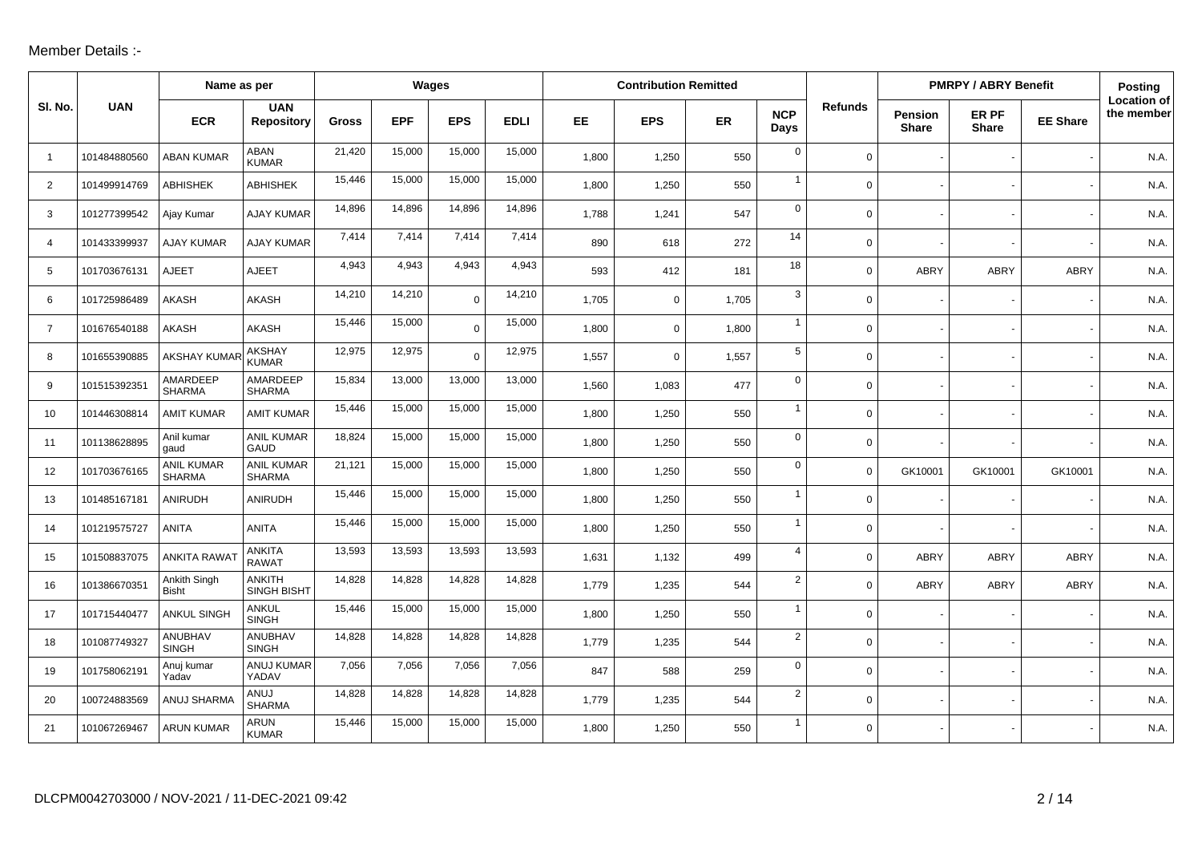Member Details :-

| Sl. No. | UAN | Name as per | | Wages | | | | Contribution Remitted | | | | Refunds | PMRPY / ABRY Benefit | | | Posting Location of the member |
|---|---|---|---|---|---|---|---|---|---|---|---|---|---|---|---|---|
| | | ECR | UAN Repository | Gross | EPF | EPS | EDLI | EE | EPS | ER | NCP Days | | Pension Share | ER PF Share | EE Share | |
| 1 | 101484880560 | ABAN KUMAR | ABAN KUMAR | 21,420 | 15,000 | 15,000 | 15,000 | 1,800 | 1,250 | 550 | 0 | 0 | - | - | - | N.A. |
| 2 | 101499914769 | ABHISHEK | ABHISHEK | 15,446 | 15,000 | 15,000 | 15,000 | 1,800 | 1,250 | 550 | 1 | 0 | - | - | - | N.A. |
| 3 | 101277399542 | Ajay Kumar | AJAY KUMAR | 14,896 | 14,896 | 14,896 | 14,896 | 1,788 | 1,241 | 547 | 0 | 0 | - | - | - | N.A. |
| 4 | 101433399937 | AJAY KUMAR | AJAY KUMAR | 7,414 | 7,414 | 7,414 | 7,414 | 890 | 618 | 272 | 14 | 0 | - | - | - | N.A. |
| 5 | 101703676131 | AJEET | AJEET | 4,943 | 4,943 | 4,943 | 4,943 | 593 | 412 | 181 | 18 | 0 | ABRY | ABRY | ABRY | N.A. |
| 6 | 101725986489 | AKASH | AKASH | 14,210 | 14,210 | 0 | 14,210 | 1,705 | 0 | 1,705 | 3 | 0 | - | - | - | N.A. |
| 7 | 101676540188 | AKASH | AKASH | 15,446 | 15,000 | 0 | 15,000 | 1,800 | 0 | 1,800 | 1 | 0 | - | - | - | N.A. |
| 8 | 101655390885 | AKSHAY KUMAR | AKSHAY KUMAR | 12,975 | 12,975 | 0 | 12,975 | 1,557 | 0 | 1,557 | 5 | 0 | - | - | - | N.A. |
| 9 | 101515392351 | AMARDEEP SHARMA | AMARDEEP SHARMA | 15,834 | 13,000 | 13,000 | 13,000 | 1,560 | 1,083 | 477 | 0 | 0 | - | - | - | N.A. |
| 10 | 101446308814 | AMIT KUMAR | AMIT KUMAR | 15,446 | 15,000 | 15,000 | 15,000 | 1,800 | 1,250 | 550 | 1 | 0 | - | - | - | N.A. |
| 11 | 101138628895 | Anil kumar gaud | ANIL KUMAR GAUD | 18,824 | 15,000 | 15,000 | 15,000 | 1,800 | 1,250 | 550 | 0 | 0 | - | - | - | N.A. |
| 12 | 101703676165 | ANIL KUMAR SHARMA | ANIL KUMAR SHARMA | 21,121 | 15,000 | 15,000 | 15,000 | 1,800 | 1,250 | 550 | 0 | 0 | GK10001 | GK10001 | GK10001 | N.A. |
| 13 | 101485167181 | ANIRUDH | ANIRUDH | 15,446 | 15,000 | 15,000 | 15,000 | 1,800 | 1,250 | 550 | 1 | 0 | - | - | - | N.A. |
| 14 | 101219575727 | ANITA | ANITA | 15,446 | 15,000 | 15,000 | 15,000 | 1,800 | 1,250 | 550 | 1 | 0 | - | - | - | N.A. |
| 15 | 101508837075 | ANKITA RAWAT | ANKITA RAWAT | 13,593 | 13,593 | 13,593 | 13,593 | 1,631 | 1,132 | 499 | 4 | 0 | ABRY | ABRY | ABRY | N.A. |
| 16 | 101386670351 | Ankith Singh Bisht | ANKITH SINGH BISHT | 14,828 | 14,828 | 14,828 | 14,828 | 1,779 | 1,235 | 544 | 2 | 0 | ABRY | ABRY | ABRY | N.A. |
| 17 | 101715440477 | ANKUL SINGH | ANKUL SINGH | 15,446 | 15,000 | 15,000 | 15,000 | 1,800 | 1,250 | 550 | 1 | 0 | - | - | - | N.A. |
| 18 | 101087749327 | ANUBHAV SINGH | ANUBHAV SINGH | 14,828 | 14,828 | 14,828 | 14,828 | 1,779 | 1,235 | 544 | 2 | 0 | - | - | - | N.A. |
| 19 | 101758062191 | Anuj kumar Yadav | ANUJ KUMAR YADAV | 7,056 | 7,056 | 7,056 | 7,056 | 847 | 588 | 259 | 0 | 0 | - | - | - | N.A. |
| 20 | 100724883569 | ANUJ SHARMA | ANUJ SHARMA | 14,828 | 14,828 | 14,828 | 14,828 | 1,779 | 1,235 | 544 | 2 | 0 | - | - | - | N.A. |
| 21 | 101067269467 | ARUN KUMAR | ARUN KUMAR | 15,446 | 15,000 | 15,000 | 15,000 | 1,800 | 1,250 | 550 | 1 | 0 | - | - | - | N.A. |

DLCPM0042703000 / NOV-2021 / 11-DEC-2021 09:42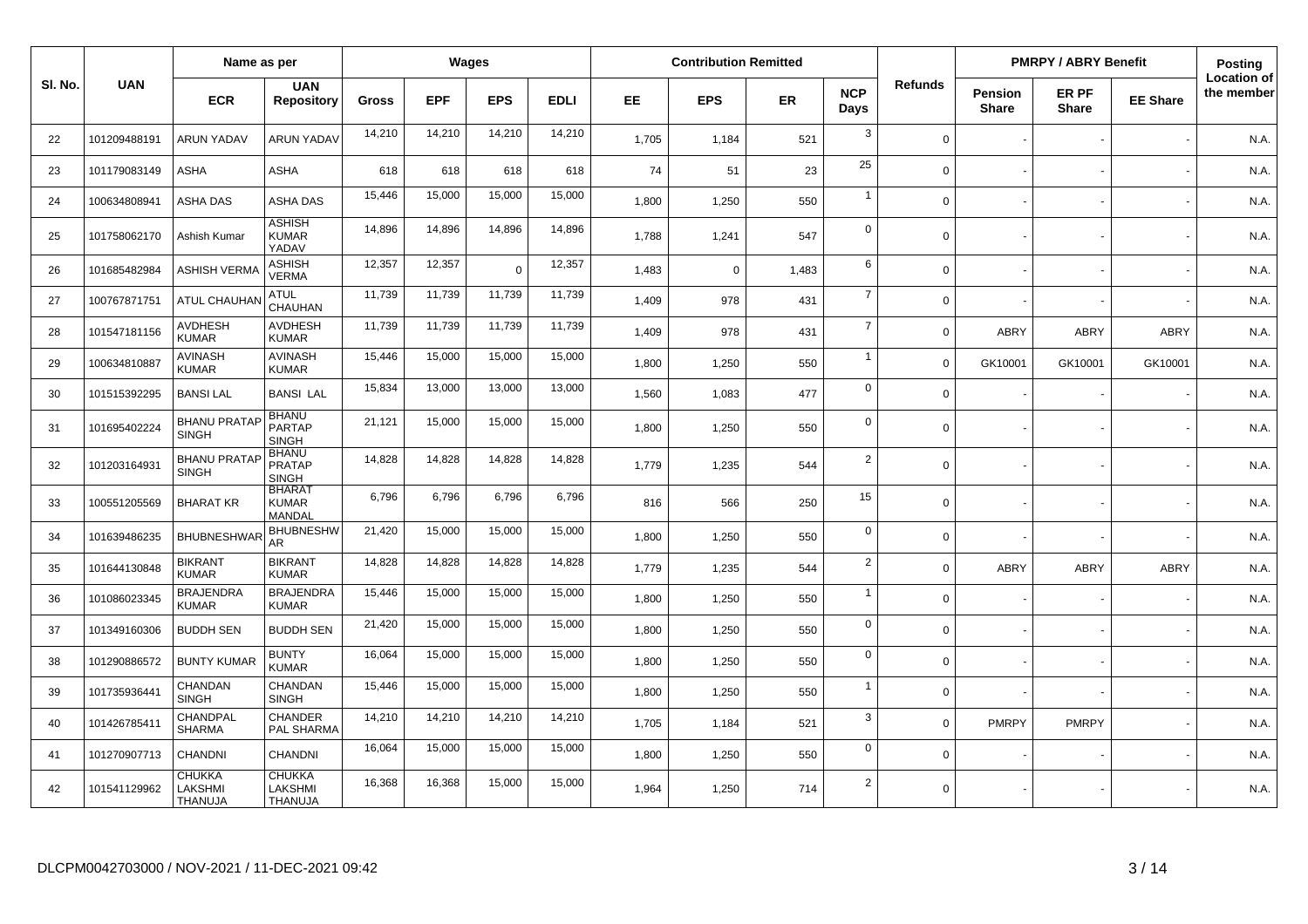| Sl. No. | UAN | Name as per | | Wages | | | | Contribution Remitted | | | | Refunds | PMRPY / ABRY Benefit | | | Posting Location of the member |
|---|---|---|---|---|---|---|---|---|---|---|---|---|---|---|---|---|
| | | ECR | UAN Repository | Gross | EPF | EPS | EDLI | EE | EPS | ER | NCP Days | | Pension Share | ER PF Share | EE Share | |
| 22 | 101209488191 | ARUN YADAV | ARUN YADAV | 14,210 | 14,210 | 14,210 | 14,210 | 1,705 | 1,184 | 521 | 3 | 0 | - | - | - | N.A. |
| 23 | 101179083149 | ASHA | ASHA | 618 | 618 | 618 | 618 | 74 | 51 | 23 | 25 | 0 | - | - | - | N.A. |
| 24 | 100634808941 | ASHA DAS | ASHA DAS | 15,446 | 15,000 | 15,000 | 15,000 | 1,800 | 1,250 | 550 | 1 | 0 | - | - | - | N.A. |
| 25 | 101758062170 | Ashish Kumar | ASHISH KUMAR YADAV | 14,896 | 14,896 | 14,896 | 14,896 | 1,788 | 1,241 | 547 | 0 | 0 | - | - | - | N.A. |
| 26 | 101685482984 | ASHISH VERMA | ASHISH VERMA | 12,357 | 12,357 | 0 | 12,357 | 1,483 | 0 | 1,483 | 6 | 0 | - | - | - | N.A. |
| 27 | 100767871751 | ATUL CHAUHAN | ATUL CHAUHAN | 11,739 | 11,739 | 11,739 | 11,739 | 1,409 | 978 | 431 | 7 | 0 | - | - | - | N.A. |
| 28 | 101547181156 | AVDHESH KUMAR | AVDHESH KUMAR | 11,739 | 11,739 | 11,739 | 11,739 | 1,409 | 978 | 431 | 7 | 0 | ABRY | ABRY | ABRY | N.A. |
| 29 | 100634810887 | AVINASH KUMAR | AVINASH KUMAR | 15,446 | 15,000 | 15,000 | 15,000 | 1,800 | 1,250 | 550 | 1 | 0 | GK10001 | GK10001 | GK10001 | N.A. |
| 30 | 101515392295 | BANSI LAL | BANSI LAL | 15,834 | 13,000 | 13,000 | 13,000 | 1,560 | 1,083 | 477 | 0 | 0 | - | - | - | N.A. |
| 31 | 101695402224 | BHANU PRATAP SINGH | BHANU PARTAP SINGH | 21,121 | 15,000 | 15,000 | 15,000 | 1,800 | 1,250 | 550 | 0 | 0 | - | - | - | N.A. |
| 32 | 101203164931 | BHANU PRATAP SINGH | BHANU PRATAP SINGH | 14,828 | 14,828 | 14,828 | 14,828 | 1,779 | 1,235 | 544 | 2 | 0 | - | - | - | N.A. |
| 33 | 100551205569 | BHARAT KR | BHARAT KUMAR MANDAL | 6,796 | 6,796 | 6,796 | 6,796 | 816 | 566 | 250 | 15 | 0 | - | - | - | N.A. |
| 34 | 101639486235 | BHUBNESHWAR | BHUBNESHW AR | 21,420 | 15,000 | 15,000 | 15,000 | 1,800 | 1,250 | 550 | 0 | 0 | - | - | - | N.A. |
| 35 | 101644130848 | BIKRANT KUMAR | BIKRANT KUMAR | 14,828 | 14,828 | 14,828 | 14,828 | 1,779 | 1,235 | 544 | 2 | 0 | ABRY | ABRY | ABRY | N.A. |
| 36 | 101086023345 | BRAJENDRA KUMAR | BRAJENDRA KUMAR | 15,446 | 15,000 | 15,000 | 15,000 | 1,800 | 1,250 | 550 | 1 | 0 | - | - | - | N.A. |
| 37 | 101349160306 | BUDDH SEN | BUDDH SEN | 21,420 | 15,000 | 15,000 | 15,000 | 1,800 | 1,250 | 550 | 0 | 0 | - | - | - | N.A. |
| 38 | 101290886572 | BUNTY KUMAR | BUNTY KUMAR | 16,064 | 15,000 | 15,000 | 15,000 | 1,800 | 1,250 | 550 | 0 | 0 | - | - | - | N.A. |
| 39 | 101735936441 | CHANDAN SINGH | CHANDAN SINGH | 15,446 | 15,000 | 15,000 | 15,000 | 1,800 | 1,250 | 550 | 1 | 0 | - | - | - | N.A. |
| 40 | 101426785411 | CHANDPAL SHARMA | CHANDER PAL SHARMA | 14,210 | 14,210 | 14,210 | 14,210 | 1,705 | 1,184 | 521 | 3 | 0 | PMRPY | PMRPY | - | N.A. |
| 41 | 101270907713 | CHANDNI | CHANDNI | 16,064 | 15,000 | 15,000 | 15,000 | 1,800 | 1,250 | 550 | 0 | 0 | - | - | - | N.A. |
| 42 | 101541129962 | CHUKKA LAKSHMI THANUJA | CHUKKA LAKSHMI THANUJA | 16,368 | 16,368 | 15,000 | 15,000 | 1,964 | 1,250 | 714 | 2 | 0 | - | - | - | N.A. |

DLCPM0042703000 / NOV-2021 / 11-DEC-2021 09:42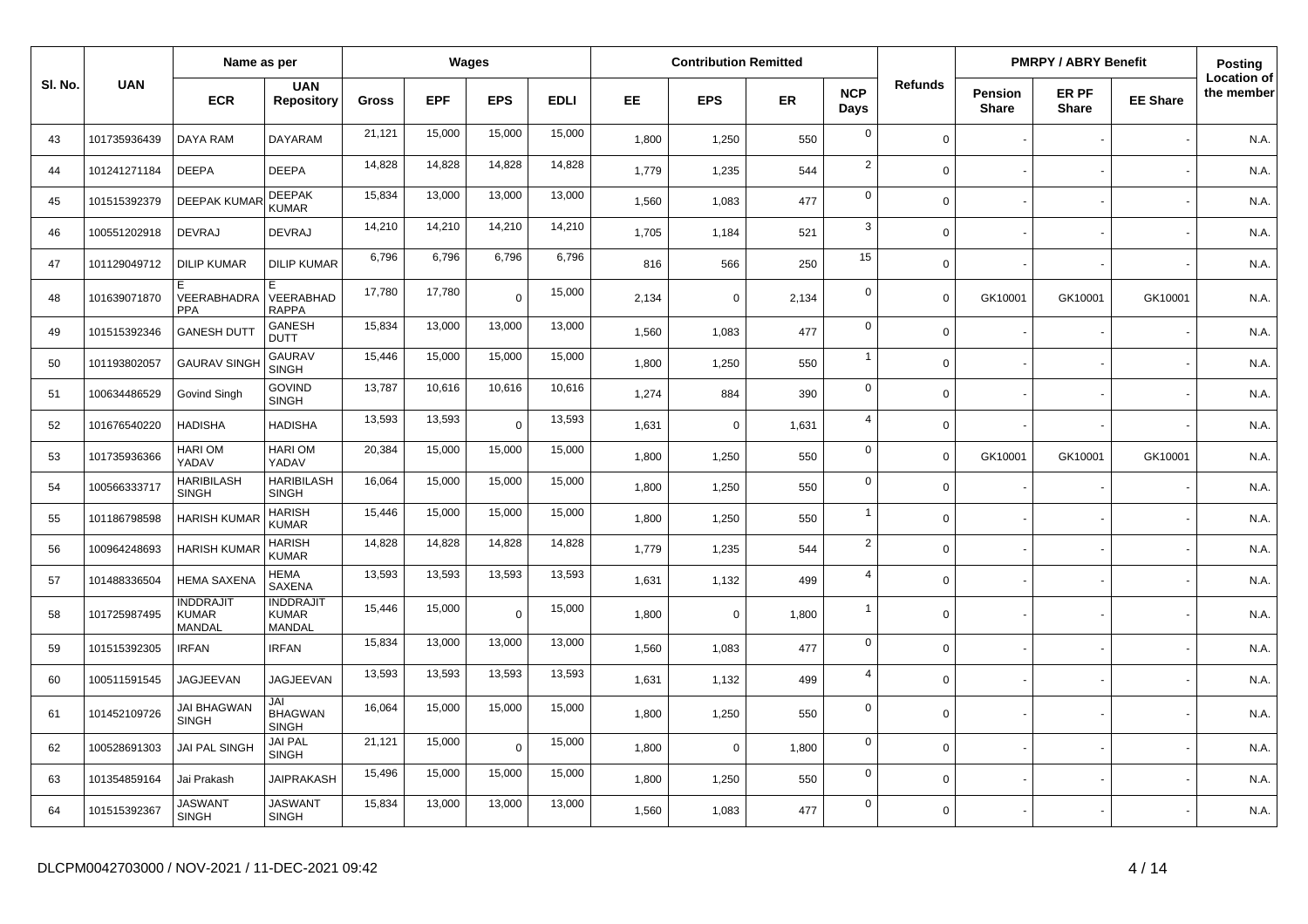| Sl. No. | UAN | Name as per | | Wages | | | | Contribution Remitted | | | | Refunds | PMRPY / ABRY Benefit | | | Posting Location of the member |
|---|---|---|---|---|---|---|---|---|---|---|---|---|---|---|---|---|
| | | ECR | UAN Repository | Gross | EPF | EPS | EDLI | EE | EPS | ER | NCP Days | | Pension Share | ER PF Share | EE Share | |
| 43 | 101735936439 | DAYA RAM | DAYARAM | 21,121 | 15,000 | 15,000 | 15,000 | 1,800 | 1,250 | 550 | 0 | 0 | - | - | - | N.A. |
| 44 | 101241271184 | DEEPA | DEEPA | 14,828 | 14,828 | 14,828 | 14,828 | 1,779 | 1,235 | 544 | 2 | 0 | - | - | - | N.A. |
| 45 | 101515392379 | DEEPAK KUMAR | DEEPAK KUMAR | 15,834 | 13,000 | 13,000 | 13,000 | 1,560 | 1,083 | 477 | 0 | 0 | - | - | - | N.A. |
| 46 | 100551202918 | DEVRAJ | DEVRAJ | 14,210 | 14,210 | 14,210 | 14,210 | 1,705 | 1,184 | 521 | 3 | 0 | - | - | - | N.A. |
| 47 | 101129049712 | DILIP KUMAR | DILIP KUMAR | 6,796 | 6,796 | 6,796 | 6,796 | 816 | 566 | 250 | 15 | 0 | - | - | - | N.A. |
| 48 | 101639071870 | E VEERABHADRA PPA | E VEERABHAD RAPPA | 17,780 | 17,780 | 0 | 15,000 | 2,134 | 0 | 2,134 | 0 | 0 | GK10001 | GK10001 | GK10001 | N.A. |
| 49 | 101515392346 | GANESH DUTT | GANESH DUTT | 15,834 | 13,000 | 13,000 | 13,000 | 1,560 | 1,083 | 477 | 0 | 0 | - | - | - | N.A. |
| 50 | 101193802057 | GAURAV SINGH | GAURAV SINGH | 15,446 | 15,000 | 15,000 | 15,000 | 1,800 | 1,250 | 550 | 1 | 0 | - | - | - | N.A. |
| 51 | 100634486529 | Govind Singh | GOVIND SINGH | 13,787 | 10,616 | 10,616 | 10,616 | 1,274 | 884 | 390 | 0 | 0 | - | - | - | N.A. |
| 52 | 101676540220 | HADISHA | HADISHA | 13,593 | 13,593 | 0 | 13,593 | 1,631 | 0 | 1,631 | 4 | 0 | - | - | - | N.A. |
| 53 | 101735936366 | HARI OM YADAV | HARI OM YADAV | 20,384 | 15,000 | 15,000 | 15,000 | 1,800 | 1,250 | 550 | 0 | 0 | GK10001 | GK10001 | GK10001 | N.A. |
| 54 | 100566333717 | HARIBILASH SINGH | HARIBILASH SINGH | 16,064 | 15,000 | 15,000 | 15,000 | 1,800 | 1,250 | 550 | 0 | 0 | - | - | - | N.A. |
| 55 | 101186798598 | HARISH KUMAR | HARISH KUMAR | 15,446 | 15,000 | 15,000 | 15,000 | 1,800 | 1,250 | 550 | 1 | 0 | - | - | - | N.A. |
| 56 | 100964248693 | HARISH KUMAR | HARISH KUMAR | 14,828 | 14,828 | 14,828 | 14,828 | 1,779 | 1,235 | 544 | 2 | 0 | - | - | - | N.A. |
| 57 | 101488336504 | HEMA SAXENA | HEMA SAXENA | 13,593 | 13,593 | 13,593 | 13,593 | 1,631 | 1,132 | 499 | 4 | 0 | - | - | - | N.A. |
| 58 | 101725987495 | INDDRAJIT KUMAR MANDAL | INDDRAJIT KUMAR MANDAL | 15,446 | 15,000 | 0 | 15,000 | 1,800 | 0 | 1,800 | 1 | 0 | - | - | - | N.A. |
| 59 | 101515392305 | IRFAN | IRFAN | 15,834 | 13,000 | 13,000 | 13,000 | 1,560 | 1,083 | 477 | 0 | 0 | - | - | - | N.A. |
| 60 | 100511591545 | JAGJEEVAN | JAGJEEVAN | 13,593 | 13,593 | 13,593 | 13,593 | 1,631 | 1,132 | 499 | 4 | 0 | - | - | - | N.A. |
| 61 | 101452109726 | JAI BHAGWAN SINGH | JAI BHAGWAN SINGH | 16,064 | 15,000 | 15,000 | 15,000 | 1,800 | 1,250 | 550 | 0 | 0 | - | - | - | N.A. |
| 62 | 100528691303 | JAI PAL SINGH | JAI PAL SINGH | 21,121 | 15,000 | 0 | 15,000 | 1,800 | 0 | 1,800 | 0 | 0 | - | - | - | N.A. |
| 63 | 101354859164 | Jai Prakash | JAIPRAKASH | 15,496 | 15,000 | 15,000 | 15,000 | 1,800 | 1,250 | 550 | 0 | 0 | - | - | - | N.A. |
| 64 | 101515392367 | JASWANT SINGH | JASWANT SINGH | 15,834 | 13,000 | 13,000 | 13,000 | 1,560 | 1,083 | 477 | 0 | 0 | - | - | - | N.A. |

DLCPM0042703000 / NOV-2021 / 11-DEC-2021 09:42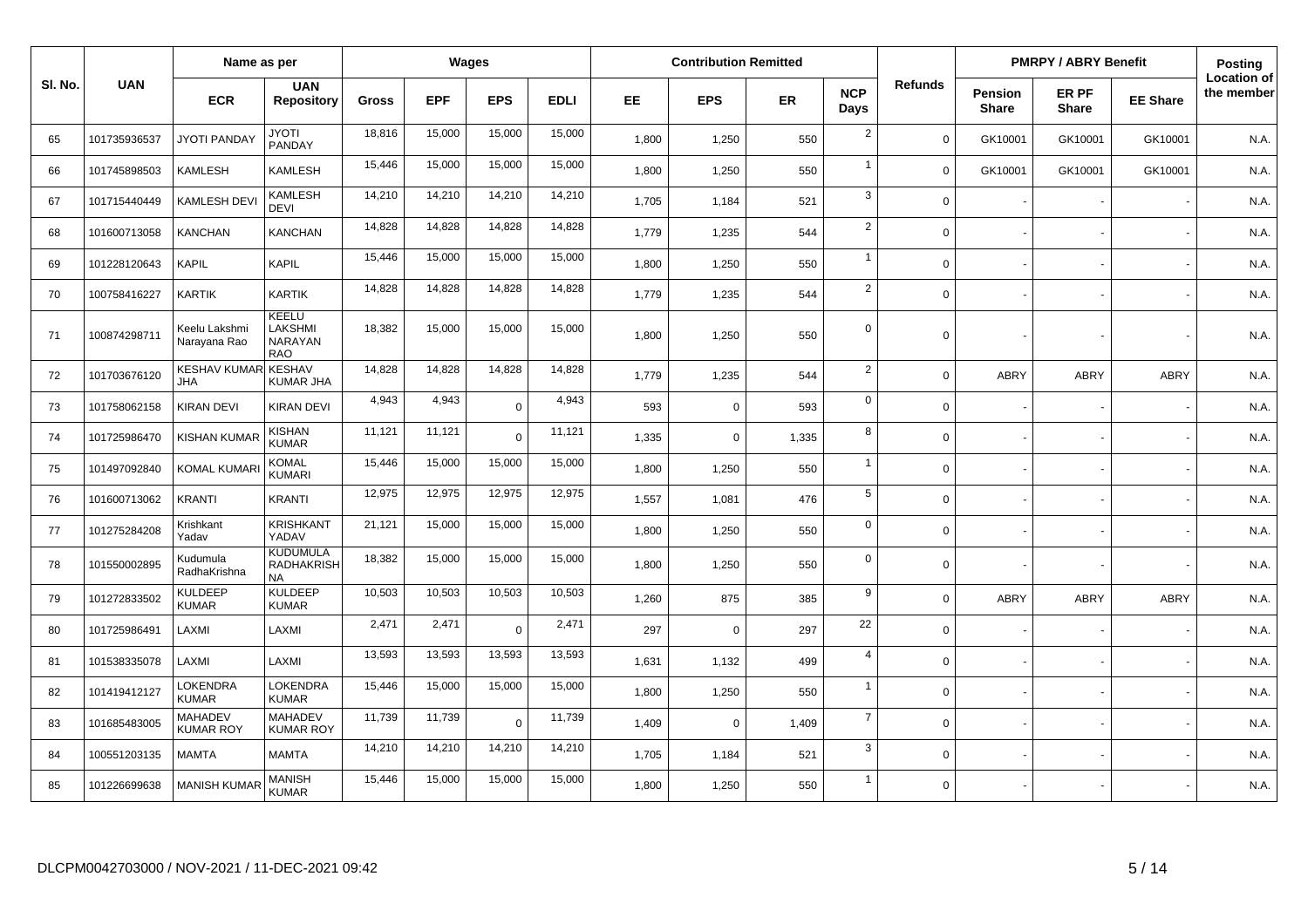| Sl. No. | UAN | Name as per | | Wages | | | | Contribution Remitted | | | | Refunds | PMRPY / ABRY Benefit | | | Posting Location of the member |
|---|---|---|---|---|---|---|---|---|---|---|---|---|---|---|---|---|
| | | ECR | UAN Repository | Gross | EPF | EPS | EDLI | EE | EPS | ER | NCP Days | | Pension Share | ER PF Share | EE Share | |
| 65 | 101735936537 | JYOTI PANDAY | JYOTI PANDAY | 18,816 | 15,000 | 15,000 | 15,000 | 1,800 | 1,250 | 550 | 2 | 0 | GK10001 | GK10001 | GK10001 | N.A. |
| 66 | 101745898503 | KAMLESH | KAMLESH | 15,446 | 15,000 | 15,000 | 15,000 | 1,800 | 1,250 | 550 | 1 | 0 | GK10001 | GK10001 | GK10001 | N.A. |
| 67 | 101715440449 | KAMLESH DEVI | KAMLESH DEVI | 14,210 | 14,210 | 14,210 | 14,210 | 1,705 | 1,184 | 521 | 3 | 0 | - | - | - | N.A. |
| 68 | 101600713058 | KANCHAN | KANCHAN | 14,828 | 14,828 | 14,828 | 14,828 | 1,779 | 1,235 | 544 | 2 | 0 | - | - | - | N.A. |
| 69 | 101228120643 | KAPIL | KAPIL | 15,446 | 15,000 | 15,000 | 15,000 | 1,800 | 1,250 | 550 | 1 | 0 | - | - | - | N.A. |
| 70 | 100758416227 | KARTIK | KARTIK | 14,828 | 14,828 | 14,828 | 14,828 | 1,779 | 1,235 | 544 | 2 | 0 | - | - | - | N.A. |
| 71 | 100874298711 | Keelu Lakshmi Narayana Rao | KEELU LAKSHMI NARAYAN RAO | 18,382 | 15,000 | 15,000 | 15,000 | 1,800 | 1,250 | 550 | 0 | 0 | - | - | - | N.A. |
| 72 | 101703676120 | KESHAV KUMAR JHA | KESHAV KUMAR JHA | 14,828 | 14,828 | 14,828 | 14,828 | 1,779 | 1,235 | 544 | 2 | 0 | ABRY | ABRY | ABRY | N.A. |
| 73 | 101758062158 | KIRAN DEVI | KIRAN DEVI | 4,943 | 4,943 | 0 | 4,943 | 593 | 0 | 593 | 0 | 0 | - | - | - | N.A. |
| 74 | 101725986470 | KISHAN KUMAR | KISHAN KUMAR | 11,121 | 11,121 | 0 | 11,121 | 1,335 | 0 | 1,335 | 8 | 0 | - | - | - | N.A. |
| 75 | 101497092840 | KOMAL KUMARI | KOMAL KUMARI | 15,446 | 15,000 | 15,000 | 15,000 | 1,800 | 1,250 | 550 | 1 | 0 | - | - | - | N.A. |
| 76 | 101600713062 | KRANTI | KRANTI | 12,975 | 12,975 | 12,975 | 12,975 | 1,557 | 1,081 | 476 | 5 | 0 | - | - | - | N.A. |
| 77 | 101275284208 | Krishkant Yadav | KRISHKANT YADAV | 21,121 | 15,000 | 15,000 | 15,000 | 1,800 | 1,250 | 550 | 0 | 0 | - | - | - | N.A. |
| 78 | 101550002895 | Kudumula RadhaKrishna | KUDUMULA RADHAKRISHNA | 18,382 | 15,000 | 15,000 | 15,000 | 1,800 | 1,250 | 550 | 0 | 0 | - | - | - | N.A. |
| 79 | 101272833502 | KULDEEP KUMAR | KULDEEP KUMAR | 10,503 | 10,503 | 10,503 | 10,503 | 1,260 | 875 | 385 | 9 | 0 | ABRY | ABRY | ABRY | N.A. |
| 80 | 101725986491 | LAXMI | LAXMI | 2,471 | 2,471 | 0 | 2,471 | 297 | 0 | 297 | 22 | 0 | - | - | - | N.A. |
| 81 | 101538335078 | LAXMI | LAXMI | 13,593 | 13,593 | 13,593 | 13,593 | 1,631 | 1,132 | 499 | 4 | 0 | - | - | - | N.A. |
| 82 | 101419412127 | LOKENDRA KUMAR | LOKENDRA KUMAR | 15,446 | 15,000 | 15,000 | 15,000 | 1,800 | 1,250 | 550 | 1 | 0 | - | - | - | N.A. |
| 83 | 101685483005 | MAHADEV KUMAR ROY | MAHADEV KUMAR ROY | 11,739 | 11,739 | 0 | 11,739 | 1,409 | 0 | 1,409 | 7 | 0 | - | - | - | N.A. |
| 84 | 100551203135 | MAMTA | MAMTA | 14,210 | 14,210 | 14,210 | 14,210 | 1,705 | 1,184 | 521 | 3 | 0 | - | - | - | N.A. |
| 85 | 101226699638 | MANISH KUMAR | MANISH KUMAR | 15,446 | 15,000 | 15,000 | 15,000 | 1,800 | 1,250 | 550 | 1 | 0 | - | - | - | N.A. |

DLCPM0042703000 / NOV-2021 / 11-DEC-2021 09:42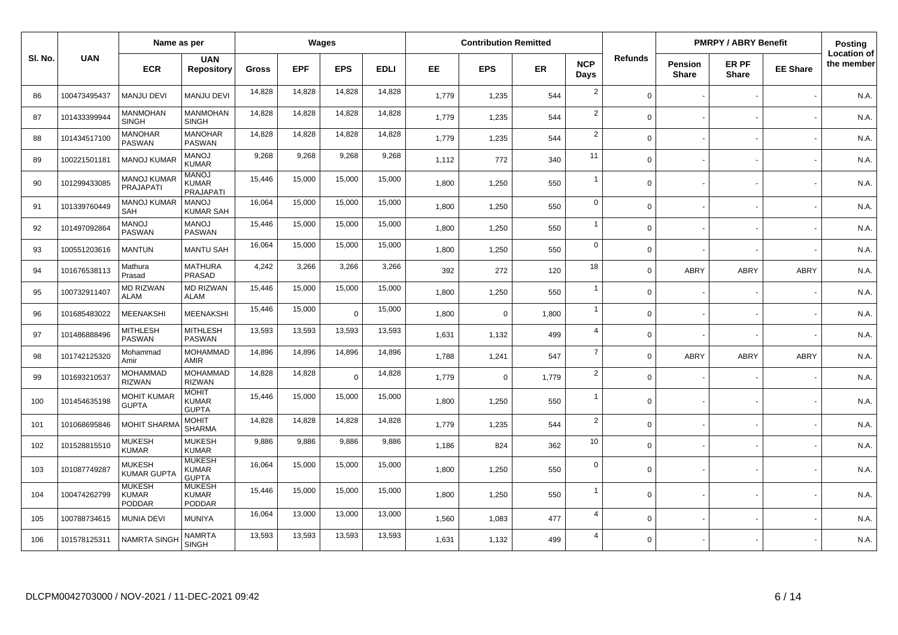| Sl. No. | UAN | Name as per | | Wages | | | | Contribution Remitted | | | | Refunds | PMRPY / ABRY Benefit | | | Posting Location of the member |
|---|---|---|---|---|---|---|---|---|---|---|---|---|---|---|---|---|
| | | ECR | UAN Repository | Gross | EPF | EPS | EDLI | EE | EPS | ER | NCP Days | | Pension Share | ER PF Share | EE Share | |
| 86 | 100473495437 | MANJU DEVI | MANJU DEVI | 14,828 | 14,828 | 14,828 | 14,828 | 1,779 | 1,235 | 544 | 2 | 0 | - | - | - | N.A. |
| 87 | 101433399944 | MANMOHAN SINGH | MANMOHAN SINGH | 14,828 | 14,828 | 14,828 | 14,828 | 1,779 | 1,235 | 544 | 2 | 0 | - | - | - | N.A. |
| 88 | 101434517100 | MANOHAR PASWAN | MANOHAR PASWAN | 14,828 | 14,828 | 14,828 | 14,828 | 1,779 | 1,235 | 544 | 2 | 0 | - | - | - | N.A. |
| 89 | 100221501181 | MANOJ KUMAR | MANOJ KUMAR | 9,268 | 9,268 | 9,268 | 9,268 | 1,112 | 772 | 340 | 11 | 0 | - | - | - | N.A. |
| 90 | 101299433085 | MANOJ KUMAR PRAJAPATI | MANOJ KUMAR PRAJAPATI | 15,446 | 15,000 | 15,000 | 15,000 | 1,800 | 1,250 | 550 | 1 | 0 | - | - | - | N.A. |
| 91 | 101339760449 | MANOJ KUMAR SAH | MANOJ KUMAR SAH | 16,064 | 15,000 | 15,000 | 15,000 | 1,800 | 1,250 | 550 | 0 | 0 | - | - | - | N.A. |
| 92 | 101497092864 | MANOJ PASWAN | MANOJ PASWAN | 15,446 | 15,000 | 15,000 | 15,000 | 1,800 | 1,250 | 550 | 1 | 0 | - | - | - | N.A. |
| 93 | 100551203616 | MANTUN | MANTU SAH | 16,064 | 15,000 | 15,000 | 15,000 | 1,800 | 1,250 | 550 | 0 | 0 | - | - | - | N.A. |
| 94 | 101676538113 | Mathura Prasad | MATHURA PRASAD | 4,242 | 3,266 | 3,266 | 3,266 | 392 | 272 | 120 | 18 | 0 | ABRY | ABRY | ABRY | N.A. |
| 95 | 100732911407 | MD RIZWAN ALAM | MD RIZWAN ALAM | 15,446 | 15,000 | 15,000 | 15,000 | 1,800 | 1,250 | 550 | 1 | 0 | - | - | - | N.A. |
| 96 | 101685483022 | MEENAKSHI | MEENAKSHI | 15,446 | 15,000 | 0 | 15,000 | 1,800 | 0 | 1,800 | 1 | 0 | - | - | - | N.A. |
| 97 | 101486888496 | MITHLESH PASWAN | MITHLESH PASWAN | 13,593 | 13,593 | 13,593 | 13,593 | 1,631 | 1,132 | 499 | 4 | 0 | - | - | - | N.A. |
| 98 | 101742125320 | Mohammad Amir | MOHAMMAD AMIR | 14,896 | 14,896 | 14,896 | 14,896 | 1,788 | 1,241 | 547 | 7 | 0 | ABRY | ABRY | ABRY | N.A. |
| 99 | 101693210537 | MOHAMMAD RIZWAN | MOHAMMAD RIZWAN | 14,828 | 14,828 | 0 | 14,828 | 1,779 | 0 | 1,779 | 2 | 0 | - | - | - | N.A. |
| 100 | 101454635198 | MOHIT KUMAR GUPTA | MOHIT KUMAR GUPTA | 15,446 | 15,000 | 15,000 | 15,000 | 1,800 | 1,250 | 550 | 1 | 0 | - | - | - | N.A. |
| 101 | 101068695846 | MOHIT SHARMA | MOHIT SHARMA | 14,828 | 14,828 | 14,828 | 14,828 | 1,779 | 1,235 | 544 | 2 | 0 | - | - | - | N.A. |
| 102 | 101528815510 | MUKESH KUMAR | MUKESH KUMAR | 9,886 | 9,886 | 9,886 | 9,886 | 1,186 | 824 | 362 | 10 | 0 | - | - | - | N.A. |
| 103 | 101087749287 | MUKESH KUMAR GUPTA | MUKESH KUMAR GUPTA | 16,064 | 15,000 | 15,000 | 15,000 | 1,800 | 1,250 | 550 | 0 | 0 | - | - | - | N.A. |
| 104 | 100474262799 | MUKESH KUMAR PODDAR | MUKESH KUMAR PODDAR | 15,446 | 15,000 | 15,000 | 15,000 | 1,800 | 1,250 | 550 | 1 | 0 | - | - | - | N.A. |
| 105 | 100788734615 | MUNIA DEVI | MUNIYA | 16,064 | 13,000 | 13,000 | 13,000 | 1,560 | 1,083 | 477 | 4 | 0 | - | - | - | N.A. |
| 106 | 101578125311 | NAMRTA SINGH | NAMRTA SINGH | 13,593 | 13,593 | 13,593 | 13,593 | 1,631 | 1,132 | 499 | 4 | 0 | - | - | - | N.A. |

DLCPM0042703000 / NOV-2021 / 11-DEC-2021 09:42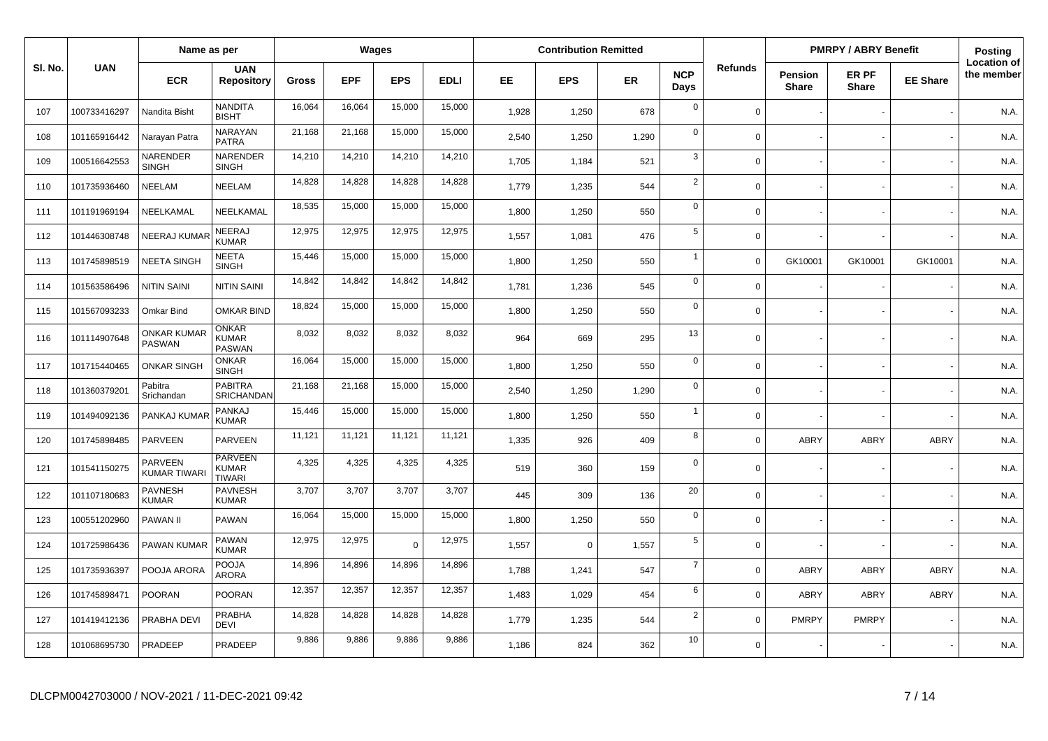| Sl. No. | UAN | Name as per | | Wages | | | | Contribution Remitted | | | | Refunds | PMRPY / ABRY Benefit | | | Posting Location of the member |
|---|---|---|---|---|---|---|---|---|---|---|---|---|---|---|---|---|
| | | ECR | UAN Repository | Gross | EPF | EPS | EDLI | EE | EPS | ER | NCP Days | | Pension Share | ER PF Share | EE Share | |
| 107 | 100733416297 | Nandita Bisht | NANDITA BISHT | 16,064 | 16,064 | 15,000 | 15,000 | 1,928 | 1,250 | 678 | 0 | 0 | - | - | - | N.A. |
| 108 | 101165916442 | Narayan Patra | NARAYAN PATRA | 21,168 | 21,168 | 15,000 | 15,000 | 2,540 | 1,250 | 1,290 | 0 | 0 | - | - | - | N.A. |
| 109 | 100516642553 | NARENDER SINGH | NARENDER SINGH | 14,210 | 14,210 | 14,210 | 14,210 | 1,705 | 1,184 | 521 | 3 | 0 | - | - | - | N.A. |
| 110 | 101735936460 | NEELAM | NEELAM | 14,828 | 14,828 | 14,828 | 14,828 | 1,779 | 1,235 | 544 | 2 | 0 | - | - | - | N.A. |
| 111 | 101191969194 | NEELKAMAL | NEELKAMAL | 18,535 | 15,000 | 15,000 | 15,000 | 1,800 | 1,250 | 550 | 0 | 0 | - | - | - | N.A. |
| 112 | 101446308748 | NEERAJ KUMAR | NEERAJ KUMAR | 12,975 | 12,975 | 12,975 | 12,975 | 1,557 | 1,081 | 476 | 5 | 0 | - | - | - | N.A. |
| 113 | 101745898519 | NEETA SINGH | NEETA SINGH | 15,446 | 15,000 | 15,000 | 15,000 | 1,800 | 1,250 | 550 | 1 | 0 | GK10001 | GK10001 | GK10001 | N.A. |
| 114 | 101563586496 | NITIN SAINI | NITIN SAINI | 14,842 | 14,842 | 14,842 | 14,842 | 1,781 | 1,236 | 545 | 0 | 0 | - | - | - | N.A. |
| 115 | 101567093233 | Omkar Bind | OMKAR BIND | 18,824 | 15,000 | 15,000 | 15,000 | 1,800 | 1,250 | 550 | 0 | 0 | - | - | - | N.A. |
| 116 | 101114907648 | ONKAR KUMAR PASWAN | ONKAR KUMAR PASWAN | 8,032 | 8,032 | 8,032 | 8,032 | 964 | 669 | 295 | 13 | 0 | - | - | - | N.A. |
| 117 | 101715440465 | ONKAR SINGH | ONKAR SINGH | 16,064 | 15,000 | 15,000 | 15,000 | 1,800 | 1,250 | 550 | 0 | 0 | - | - | - | N.A. |
| 118 | 101360379201 | Pabitra Srichandan | PABITRA SRICHANDAN | 21,168 | 21,168 | 15,000 | 15,000 | 2,540 | 1,250 | 1,290 | 0 | 0 | - | - | - | N.A. |
| 119 | 101494092136 | PANKAJ KUMAR | PANKAJ KUMAR | 15,446 | 15,000 | 15,000 | 15,000 | 1,800 | 1,250 | 550 | 1 | 0 | - | - | - | N.A. |
| 120 | 101745898485 | PARVEEN | PARVEEN | 11,121 | 11,121 | 11,121 | 11,121 | 1,335 | 926 | 409 | 8 | 0 | ABRY | ABRY | ABRY | N.A. |
| 121 | 101541150275 | PARVEEN KUMAR TIWARI | PARVEEN KUMAR TIWARI | 4,325 | 4,325 | 4,325 | 4,325 | 519 | 360 | 159 | 0 | 0 | - | - | - | N.A. |
| 122 | 101107180683 | PAVNESH KUMAR | PAVNESH KUMAR | 3,707 | 3,707 | 3,707 | 3,707 | 445 | 309 | 136 | 20 | 0 | - | - | - | N.A. |
| 123 | 100551202960 | PAWAN II | PAWAN | 16,064 | 15,000 | 15,000 | 15,000 | 1,800 | 1,250 | 550 | 0 | 0 | - | - | - | N.A. |
| 124 | 101725986436 | PAWAN KUMAR | PAWAN KUMAR | 12,975 | 12,975 | 0 | 12,975 | 1,557 | 0 | 1,557 | 5 | 0 | - | - | - | N.A. |
| 125 | 101735936397 | POOJA ARORA | POOJA ARORA | 14,896 | 14,896 | 14,896 | 14,896 | 1,788 | 1,241 | 547 | 7 | 0 | ABRY | ABRY | ABRY | N.A. |
| 126 | 101745898471 | POORAN | POORAN | 12,357 | 12,357 | 12,357 | 12,357 | 1,483 | 1,029 | 454 | 6 | 0 | ABRY | ABRY | ABRY | N.A. |
| 127 | 101419412136 | PRABHA DEVI | PRABHA DEVI | 14,828 | 14,828 | 14,828 | 14,828 | 1,779 | 1,235 | 544 | 2 | 0 | PMRPY | PMRPY | - | N.A. |
| 128 | 101068695730 | PRADEEP | PRADEEP | 9,886 | 9,886 | 9,886 | 9,886 | 1,186 | 824 | 362 | 10 | 0 | - | - | - | N.A. |

DLCPM0042703000 / NOV-2021 / 11-DEC-2021 09:42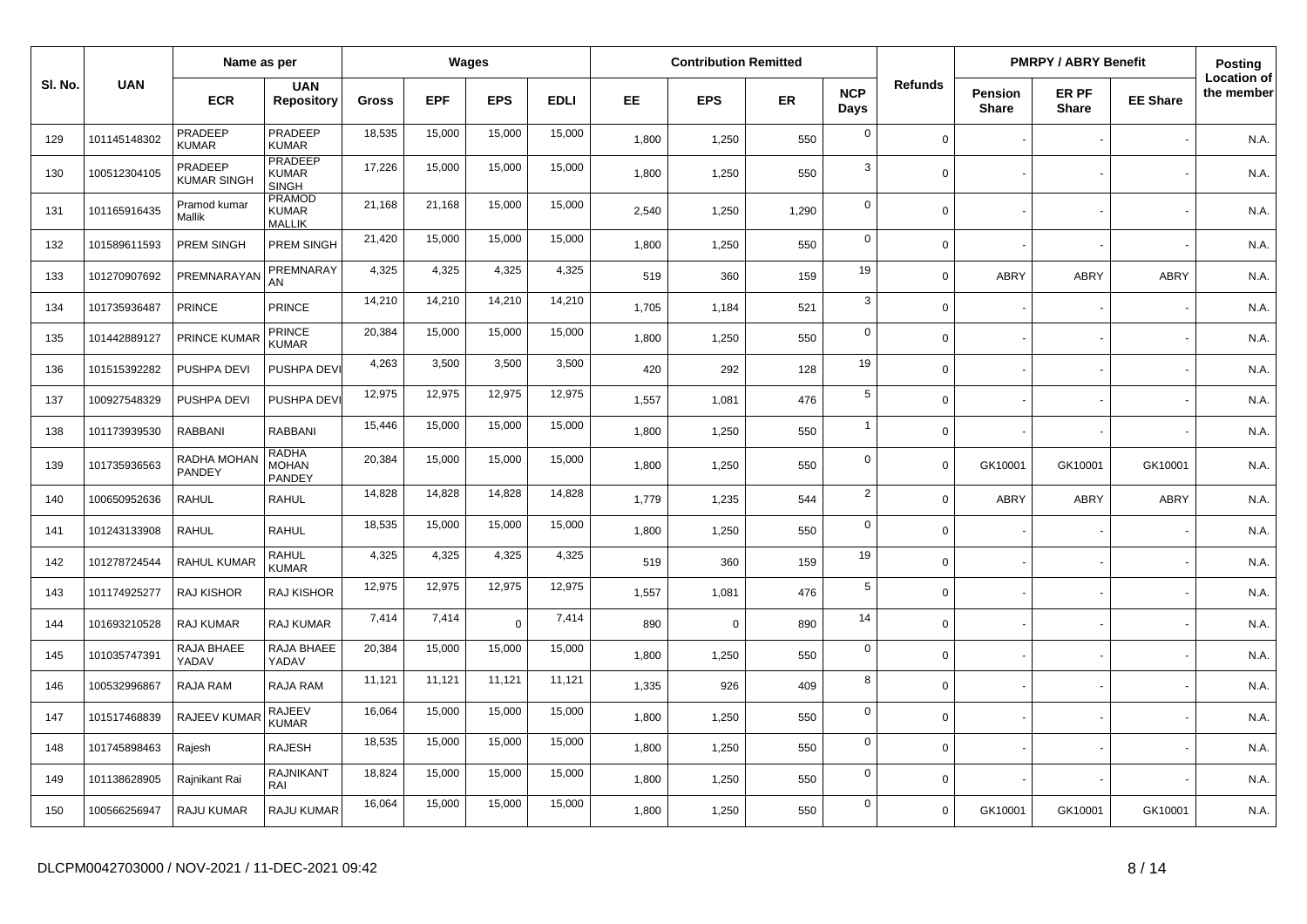| Sl. No. | UAN | Name as per | | Wages | | | | Contribution Remitted | | | | Refunds | PMRPY / ABRY Benefit | | | Posting Location of the member |
|---|---|---|---|---|---|---|---|---|---|---|---|---|---|---|---|---|
| | | ECR | UAN Repository | Gross | EPF | EPS | EDLI | EE | EPS | ER | NCP Days | | Pension Share | ER PF Share | EE Share | |
| 129 | 101145148302 | PRADEEP KUMAR | PRADEEP KUMAR | 18,535 | 15,000 | 15,000 | 15,000 | 1,800 | 1,250 | 550 | 0 | 0 | - | - | - | N.A. |
| 130 | 100512304105 | PRADEEP KUMAR SINGH | PRADEEP KUMAR SINGH | 17,226 | 15,000 | 15,000 | 15,000 | 1,800 | 1,250 | 550 | 3 | 0 | - | - | - | N.A. |
| 131 | 101165916435 | Pramod kumar Mallik | PRAMOD KUMAR MALLIK | 21,168 | 21,168 | 15,000 | 15,000 | 2,540 | 1,250 | 1,290 | 0 | 0 | - | - | - | N.A. |
| 132 | 101589611593 | PREM SINGH | PREM SINGH | 21,420 | 15,000 | 15,000 | 15,000 | 1,800 | 1,250 | 550 | 0 | 0 | - | - | - | N.A. |
| 133 | 101270907692 | PREMNARAYAN | PREMNARAYAN | 4,325 | 4,325 | 4,325 | 4,325 | 519 | 360 | 159 | 19 | 0 | ABRY | ABRY | ABRY | N.A. |
| 134 | 101735936487 | PRINCE | PRINCE | 14,210 | 14,210 | 14,210 | 14,210 | 1,705 | 1,184 | 521 | 3 | 0 | - | - | - | N.A. |
| 135 | 101442889127 | PRINCE KUMAR | PRINCE KUMAR | 20,384 | 15,000 | 15,000 | 15,000 | 1,800 | 1,250 | 550 | 0 | 0 | - | - | - | N.A. |
| 136 | 101515392282 | PUSHPA DEVI | PUSHPA DEVI | 4,263 | 3,500 | 3,500 | 3,500 | 420 | 292 | 128 | 19 | 0 | - | - | - | N.A. |
| 137 | 100927548329 | PUSHPA DEVI | PUSHPA DEVI | 12,975 | 12,975 | 12,975 | 12,975 | 1,557 | 1,081 | 476 | 5 | 0 | - | - | - | N.A. |
| 138 | 101173939530 | RABBANI | RABBANI | 15,446 | 15,000 | 15,000 | 15,000 | 1,800 | 1,250 | 550 | 1 | 0 | - | - | - | N.A. |
| 139 | 101735936563 | RADHA MOHAN PANDEY | RADHA MOHAN PANDEY | 20,384 | 15,000 | 15,000 | 15,000 | 1,800 | 1,250 | 550 | 0 | 0 | GK10001 | GK10001 | GK10001 | N.A. |
| 140 | 100650952636 | RAHUL | RAHUL | 14,828 | 14,828 | 14,828 | 14,828 | 1,779 | 1,235 | 544 | 2 | 0 | ABRY | ABRY | ABRY | N.A. |
| 141 | 101243133908 | RAHUL | RAHUL | 18,535 | 15,000 | 15,000 | 15,000 | 1,800 | 1,250 | 550 | 0 | 0 | - | - | - | N.A. |
| 142 | 101278724544 | RAHUL KUMAR | RAHUL KUMAR | 4,325 | 4,325 | 4,325 | 4,325 | 519 | 360 | 159 | 19 | 0 | - | - | - | N.A. |
| 143 | 101174925277 | RAJ KISHOR | RAJ KISHOR | 12,975 | 12,975 | 12,975 | 12,975 | 1,557 | 1,081 | 476 | 5 | 0 | - | - | - | N.A. |
| 144 | 101693210528 | RAJ KUMAR | RAJ KUMAR | 7,414 | 7,414 | 0 | 7,414 | 890 | 0 | 890 | 14 | 0 | - | - | - | N.A. |
| 145 | 101035747391 | RAJA BHAEE YADAV | RAJA BHAEE YADAV | 20,384 | 15,000 | 15,000 | 15,000 | 1,800 | 1,250 | 550 | 0 | 0 | - | - | - | N.A. |
| 146 | 100532996867 | RAJA RAM | RAJA RAM | 11,121 | 11,121 | 11,121 | 11,121 | 1,335 | 926 | 409 | 8 | 0 | - | - | - | N.A. |
| 147 | 101517468839 | RAJEEV KUMAR | RAJEEV KUMAR | 16,064 | 15,000 | 15,000 | 15,000 | 1,800 | 1,250 | 550 | 0 | 0 | - | - | - | N.A. |
| 148 | 101745898463 | Rajesh | RAJESH | 18,535 | 15,000 | 15,000 | 15,000 | 1,800 | 1,250 | 550 | 0 | 0 | - | - | - | N.A. |
| 149 | 101138628905 | Rajnikant Rai | RAJNIKANT RAI | 18,824 | 15,000 | 15,000 | 15,000 | 1,800 | 1,250 | 550 | 0 | 0 | - | - | - | N.A. |
| 150 | 100566256947 | RAJU KUMAR | RAJU KUMAR | 16,064 | 15,000 | 15,000 | 15,000 | 1,800 | 1,250 | 550 | 0 | 0 | GK10001 | GK10001 | GK10001 | N.A. |

DLCPM0042703000 / NOV-2021 / 11-DEC-2021 09:42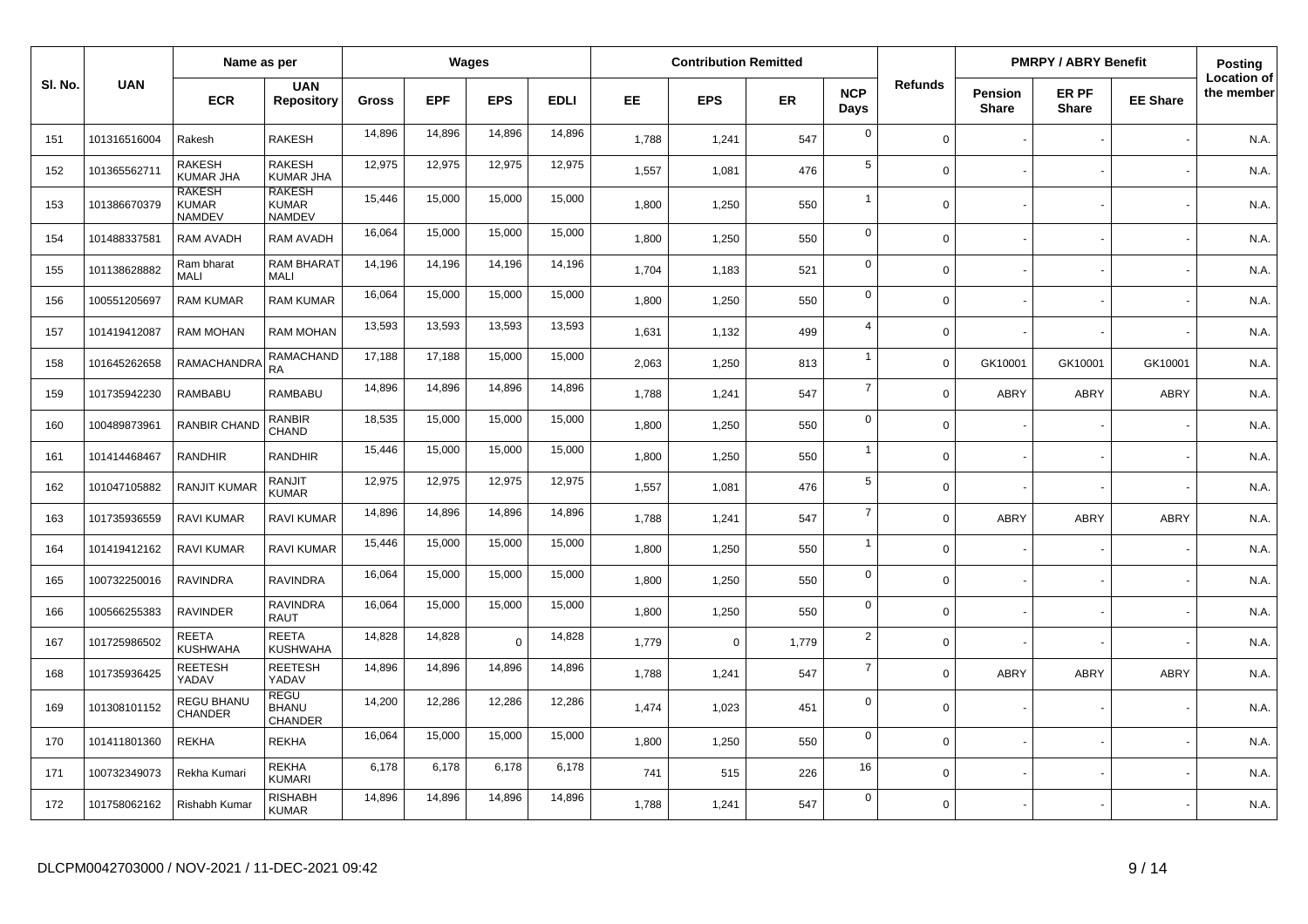| Sl. No. | UAN | Name as per | | Wages | | | | Contribution Remitted | | | | Refunds | PMRPY / ABRY Benefit | | | Posting Location of the member |
|---|---|---|---|---|---|---|---|---|---|---|---|---|---|---|---|---|
| | | ECR | UAN Repository | Gross | EPF | EPS | EDLI | EE | EPS | ER | NCP Days | | Pension Share | ER PF Share | EE Share | |
| 151 | 101316516004 | Rakesh | RAKESH | 14,896 | 14,896 | 14,896 | 14,896 | 1,788 | 1,241 | 547 | 0 | 0 | - | - | - | N.A. |
| 152 | 101365562711 | RAKESH KUMAR JHA | RAKESH KUMAR JHA | 12,975 | 12,975 | 12,975 | 12,975 | 1,557 | 1,081 | 476 | 5 | 0 | - | - | - | N.A. |
| 153 | 101386670379 | RAKESH KUMAR NAMDEV | RAKESH KUMAR NAMDEV | 15,446 | 15,000 | 15,000 | 15,000 | 1,800 | 1,250 | 550 | 1 | 0 | - | - | - | N.A. |
| 154 | 101488337581 | RAM AVADH | RAM AVADH | 16,064 | 15,000 | 15,000 | 15,000 | 1,800 | 1,250 | 550 | 0 | 0 | - | - | - | N.A. |
| 155 | 101138628882 | Ram bharat MALI | RAM BHARAT MALI | 14,196 | 14,196 | 14,196 | 14,196 | 1,704 | 1,183 | 521 | 0 | 0 | - | - | - | N.A. |
| 156 | 100551205697 | RAM KUMAR | RAM KUMAR | 16,064 | 15,000 | 15,000 | 15,000 | 1,800 | 1,250 | 550 | 0 | 0 | - | - | - | N.A. |
| 157 | 101419412087 | RAM MOHAN | RAM MOHAN | 13,593 | 13,593 | 13,593 | 13,593 | 1,631 | 1,132 | 499 | 4 | 0 | - | - | - | N.A. |
| 158 | 101645262658 | RAMACHANDRA | RAMACHANDRA | 17,188 | 17,188 | 15,000 | 15,000 | 2,063 | 1,250 | 813 | 1 | 0 | GK10001 | GK10001 | GK10001 | N.A. |
| 159 | 101735942230 | RAMBABU | RAMBABU | 14,896 | 14,896 | 14,896 | 14,896 | 1,788 | 1,241 | 547 | 7 | 0 | ABRY | ABRY | ABRY | N.A. |
| 160 | 100489873961 | RANBIR CHAND | RANBIR CHAND | 18,535 | 15,000 | 15,000 | 15,000 | 1,800 | 1,250 | 550 | 0 | 0 | - | - | - | N.A. |
| 161 | 101414468467 | RANDHIR | RANDHIR | 15,446 | 15,000 | 15,000 | 15,000 | 1,800 | 1,250 | 550 | 1 | 0 | - | - | - | N.A. |
| 162 | 101047105882 | RANJIT KUMAR | RANJIT KUMAR | 12,975 | 12,975 | 12,975 | 12,975 | 1,557 | 1,081 | 476 | 5 | 0 | - | - | - | N.A. |
| 163 | 101735936559 | RAVI KUMAR | RAVI KUMAR | 14,896 | 14,896 | 14,896 | 14,896 | 1,788 | 1,241 | 547 | 7 | 0 | ABRY | ABRY | ABRY | N.A. |
| 164 | 101419412162 | RAVI KUMAR | RAVI KUMAR | 15,446 | 15,000 | 15,000 | 15,000 | 1,800 | 1,250 | 550 | 1 | 0 | - | - | - | N.A. |
| 165 | 100732250016 | RAVINDRA | RAVINDRA | 16,064 | 15,000 | 15,000 | 15,000 | 1,800 | 1,250 | 550 | 0 | 0 | - | - | - | N.A. |
| 166 | 100566255383 | RAVINDER | RAVINDRA RAUT | 16,064 | 15,000 | 15,000 | 15,000 | 1,800 | 1,250 | 550 | 0 | 0 | - | - | - | N.A. |
| 167 | 101725986502 | REETA KUSHWAHA | REETA KUSHWAHA | 14,828 | 14,828 | 0 | 14,828 | 1,779 | 0 | 1,779 | 2 | 0 | - | - | - | N.A. |
| 168 | 101735936425 | REETESH YADAV | REETESH YADAV | 14,896 | 14,896 | 14,896 | 14,896 | 1,788 | 1,241 | 547 | 7 | 0 | ABRY | ABRY | ABRY | N.A. |
| 169 | 101308101152 | REGU BHANU CHANDER | REGU BHANU CHANDER | 14,200 | 12,286 | 12,286 | 12,286 | 1,474 | 1,023 | 451 | 0 | 0 | - | - | - | N.A. |
| 170 | 101411801360 | REKHA | REKHA | 16,064 | 15,000 | 15,000 | 15,000 | 1,800 | 1,250 | 550 | 0 | 0 | - | - | - | N.A. |
| 171 | 100732349073 | Rekha Kumari | REKHA KUMARI | 6,178 | 6,178 | 6,178 | 6,178 | 741 | 515 | 226 | 16 | 0 | - | - | - | N.A. |
| 172 | 101758062162 | Rishabh Kumar | RISHABH KUMAR | 14,896 | 14,896 | 14,896 | 14,896 | 1,788 | 1,241 | 547 | 0 | 0 | - | - | - | N.A. |

DLCPM0042703000 / NOV-2021 / 11-DEC-2021 09:42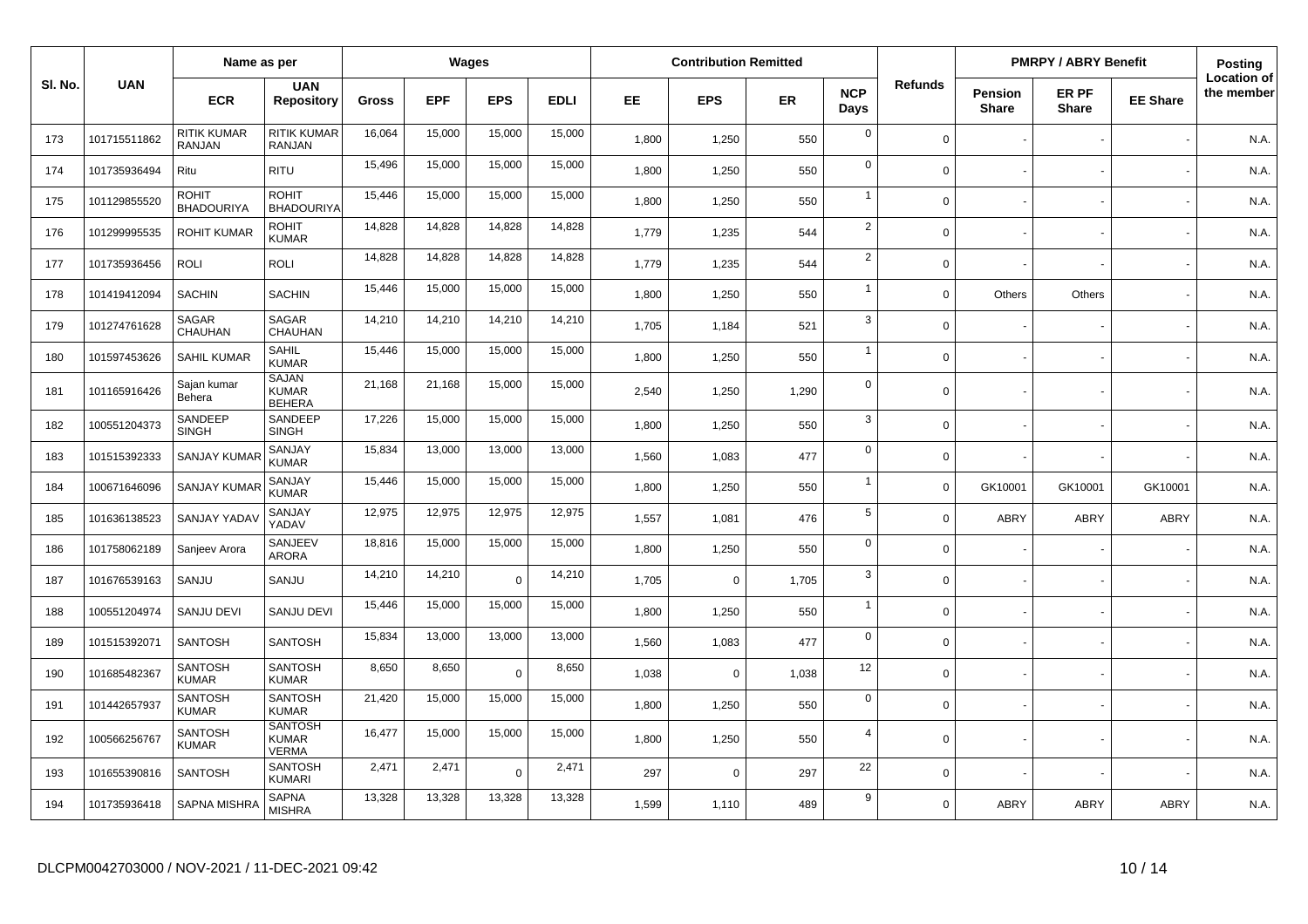| Sl. No. | UAN | Name as per | | Wages | | | | Contribution Remitted | | | | Refunds | PMRPY / ABRY Benefit | | | Posting Location of the member |
|---|---|---|---|---|---|---|---|---|---|---|---|---|---|---|---|---|
| | | ECR | UAN Repository | Gross | EPF | EPS | EDLI | EE | EPS | ER | NCP Days | | Pension Share | ER PF Share | EE Share | |
| 173 | 101715511862 | RITIK KUMAR RANJAN | RITIK KUMAR RANJAN | 16,064 | 15,000 | 15,000 | 15,000 | 1,800 | 1,250 | 550 | 0 | 0 | - | - | - | N.A. |
| 174 | 101735936494 | Ritu | RITU | 15,496 | 15,000 | 15,000 | 15,000 | 1,800 | 1,250 | 550 | 0 | 0 | - | - | - | N.A. |
| 175 | 101129855520 | ROHIT BHADOURIYA | ROHIT BHADOURIYA | 15,446 | 15,000 | 15,000 | 15,000 | 1,800 | 1,250 | 550 | 1 | 0 | - | - | - | N.A. |
| 176 | 101299995535 | ROHIT KUMAR | ROHIT KUMAR | 14,828 | 14,828 | 14,828 | 14,828 | 1,779 | 1,235 | 544 | 2 | 0 | - | - | - | N.A. |
| 177 | 101735936456 | ROLI | ROLI | 14,828 | 14,828 | 14,828 | 14,828 | 1,779 | 1,235 | 544 | 2 | 0 | - | - | - | N.A. |
| 178 | 101419412094 | SACHIN | SACHIN | 15,446 | 15,000 | 15,000 | 15,000 | 1,800 | 1,250 | 550 | 1 | 0 | Others | Others | - | N.A. |
| 179 | 101274761628 | SAGAR CHAUHAN | SAGAR CHAUHAN | 14,210 | 14,210 | 14,210 | 14,210 | 1,705 | 1,184 | 521 | 3 | 0 | - | - | - | N.A. |
| 180 | 101597453626 | SAHIL KUMAR | SAHIL KUMAR | 15,446 | 15,000 | 15,000 | 15,000 | 1,800 | 1,250 | 550 | 1 | 0 | - | - | - | N.A. |
| 181 | 101165916426 | Sajan kumar Behera | SAJAN KUMAR BEHERA | 21,168 | 21,168 | 15,000 | 15,000 | 2,540 | 1,250 | 1,290 | 0 | 0 | - | - | - | N.A. |
| 182 | 100551204373 | SANDEEP SINGH | SANDEEP SINGH | 17,226 | 15,000 | 15,000 | 15,000 | 1,800 | 1,250 | 550 | 3 | 0 | - | - | - | N.A. |
| 183 | 101515392333 | SANJAY KUMAR | SANJAY KUMAR | 15,834 | 13,000 | 13,000 | 13,000 | 1,560 | 1,083 | 477 | 0 | 0 | - | - | - | N.A. |
| 184 | 100671646096 | SANJAY KUMAR | SANJAY KUMAR | 15,446 | 15,000 | 15,000 | 15,000 | 1,800 | 1,250 | 550 | 1 | 0 | GK10001 | GK10001 | GK10001 | N.A. |
| 185 | 101636138523 | SANJAY YADAV | SANJAY YADAV | 12,975 | 12,975 | 12,975 | 12,975 | 1,557 | 1,081 | 476 | 5 | 0 | ABRY | ABRY | ABRY | N.A. |
| 186 | 101758062189 | Sanjeev Arora | SANJEEV ARORA | 18,816 | 15,000 | 15,000 | 15,000 | 1,800 | 1,250 | 550 | 0 | 0 | - | - | - | N.A. |
| 187 | 101676539163 | SANJU | SANJU | 14,210 | 14,210 | 0 | 14,210 | 1,705 | 0 | 1,705 | 3 | 0 | - | - | - | N.A. |
| 188 | 100551204974 | SANJU DEVI | SANJU DEVI | 15,446 | 15,000 | 15,000 | 15,000 | 1,800 | 1,250 | 550 | 1 | 0 | - | - | - | N.A. |
| 189 | 101515392071 | SANTOSH | SANTOSH | 15,834 | 13,000 | 13,000 | 13,000 | 1,560 | 1,083 | 477 | 0 | 0 | - | - | - | N.A. |
| 190 | 101685482367 | SANTOSH KUMAR | SANTOSH KUMAR | 8,650 | 8,650 | 0 | 8,650 | 1,038 | 0 | 1,038 | 12 | 0 | - | - | - | N.A. |
| 191 | 101442657937 | SANTOSH KUMAR | SANTOSH KUMAR | 21,420 | 15,000 | 15,000 | 15,000 | 1,800 | 1,250 | 550 | 0 | 0 | - | - | - | N.A. |
| 192 | 100566256767 | SANTOSH KUMAR | SANTOSH KUMAR VERMA | 16,477 | 15,000 | 15,000 | 15,000 | 1,800 | 1,250 | 550 | 4 | 0 | - | - | - | N.A. |
| 193 | 101655390816 | SANTOSH | SANTOSH KUMARI | 2,471 | 2,471 | 0 | 2,471 | 297 | 0 | 297 | 22 | 0 | - | - | - | N.A. |
| 194 | 101735936418 | SAPNA MISHRA | SAPNA MISHRA | 13,328 | 13,328 | 13,328 | 13,328 | 1,599 | 1,110 | 489 | 9 | 0 | ABRY | ABRY | ABRY | N.A. |

DLCPM0042703000 / NOV-2021 / 11-DEC-2021 09:42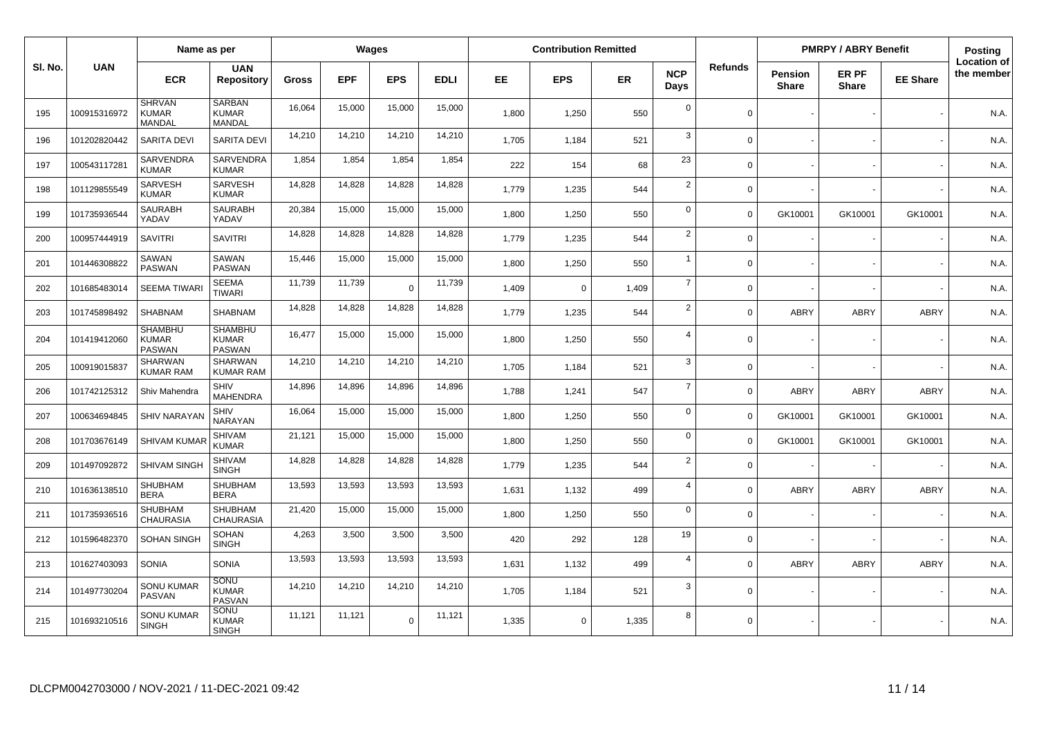| Sl. No. | UAN | Name as per | | Wages | | | | Contribution Remitted | | | | Refunds | PMRPY / ABRY Benefit | | | Posting Location of the member |
|---|---|---|---|---|---|---|---|---|---|---|---|---|---|---|---|---|
| | | ECR | UAN Repository | Gross | EPF | EPS | EDLI | EE | EPS | ER | NCP Days | | Pension Share | ER PF Share | EE Share | |
| 195 | 100915316972 | SHRVAN KUMAR MANDAL | SARBAN KUMAR MANDAL | 16,064 | 15,000 | 15,000 | 15,000 | 1,800 | 1,250 | 550 | 0 | 0 | - | - | - | N.A. |
| 196 | 101202820442 | SARITA DEVI | SARITA DEVI | 14,210 | 14,210 | 14,210 | 14,210 | 1,705 | 1,184 | 521 | 3 | 0 | - | - | - | N.A. |
| 197 | 100543117281 | SARVENDRA KUMAR | SARVENDRA KUMAR | 1,854 | 1,854 | 1,854 | 1,854 | 222 | 154 | 68 | 23 | 0 | - | - | - | N.A. |
| 198 | 101129855549 | SARVESH KUMAR | SARVESH KUMAR | 14,828 | 14,828 | 14,828 | 14,828 | 1,779 | 1,235 | 544 | 2 | 0 | - | - | - | N.A. |
| 199 | 101735936544 | SAURABH YADAV | SAURABH YADAV | 20,384 | 15,000 | 15,000 | 15,000 | 1,800 | 1,250 | 550 | 0 | 0 | GK10001 | GK10001 | GK10001 | N.A. |
| 200 | 100957444919 | SAVITRI | SAVITRI | 14,828 | 14,828 | 14,828 | 14,828 | 1,779 | 1,235 | 544 | 2 | 0 | - | - | - | N.A. |
| 201 | 101446308822 | SAWAN PASWAN | SAWAN PASWAN | 15,446 | 15,000 | 15,000 | 15,000 | 1,800 | 1,250 | 550 | 1 | 0 | - | - | - | N.A. |
| 202 | 101685483014 | SEEMA TIWARI | SEEMA TIWARI | 11,739 | 11,739 | 0 | 11,739 | 1,409 | 0 | 1,409 | 7 | 0 | - | - | - | N.A. |
| 203 | 101745898492 | SHABNAM | SHABNAM | 14,828 | 14,828 | 14,828 | 14,828 | 1,779 | 1,235 | 544 | 2 | 0 | ABRY | ABRY | ABRY | N.A. |
| 204 | 101419412060 | SHAMBHU KUMAR PASWAN | SHAMBHU KUMAR PASWAN | 16,477 | 15,000 | 15,000 | 15,000 | 1,800 | 1,250 | 550 | 4 | 0 | - | - | - | N.A. |
| 205 | 100919015837 | SHARWAN KUMAR RAM | SHARWAN KUMAR RAM | 14,210 | 14,210 | 14,210 | 14,210 | 1,705 | 1,184 | 521 | 3 | 0 | - | - | - | N.A. |
| 206 | 101742125312 | Shiv Mahendra | SHIV MAHENDRA | 14,896 | 14,896 | 14,896 | 14,896 | 1,788 | 1,241 | 547 | 7 | 0 | ABRY | ABRY | ABRY | N.A. |
| 207 | 100634694845 | SHIV NARAYAN | SHIV NARAYAN | 16,064 | 15,000 | 15,000 | 15,000 | 1,800 | 1,250 | 550 | 0 | 0 | GK10001 | GK10001 | GK10001 | N.A. |
| 208 | 101703676149 | SHIVAM KUMAR | SHIVAM KUMAR | 21,121 | 15,000 | 15,000 | 15,000 | 1,800 | 1,250 | 550 | 0 | 0 | GK10001 | GK10001 | GK10001 | N.A. |
| 209 | 101497092872 | SHIVAM SINGH | SHIVAM SINGH | 14,828 | 14,828 | 14,828 | 14,828 | 1,779 | 1,235 | 544 | 2 | 0 | - | - | - | N.A. |
| 210 | 101636138510 | SHUBHAM BERA | SHUBHAM BERA | 13,593 | 13,593 | 13,593 | 13,593 | 1,631 | 1,132 | 499 | 4 | 0 | ABRY | ABRY | ABRY | N.A. |
| 211 | 101735936516 | SHUBHAM CHAURASIA | SHUBHAM CHAURASIA | 21,420 | 15,000 | 15,000 | 15,000 | 1,800 | 1,250 | 550 | 0 | 0 | - | - | - | N.A. |
| 212 | 101596482370 | SOHAN SINGH | SOHAN SINGH | 4,263 | 3,500 | 3,500 | 3,500 | 420 | 292 | 128 | 19 | 0 | - | - | - | N.A. |
| 213 | 101627403093 | SONIA | SONIA | 13,593 | 13,593 | 13,593 | 13,593 | 1,631 | 1,132 | 499 | 4 | 0 | ABRY | ABRY | ABRY | N.A. |
| 214 | 101497730204 | SONU KUMAR PASVAN | SONU KUMAR PASVAN | 14,210 | 14,210 | 14,210 | 14,210 | 1,705 | 1,184 | 521 | 3 | 0 | - | - | - | N.A. |
| 215 | 101693210516 | SONU KUMAR SINGH | SONU KUMAR SINGH | 11,121 | 11,121 | 0 | 11,121 | 1,335 | 0 | 1,335 | 8 | 0 | - | - | - | N.A. |

DLCPM0042703000 / NOV-2021 / 11-DEC-2021 09:42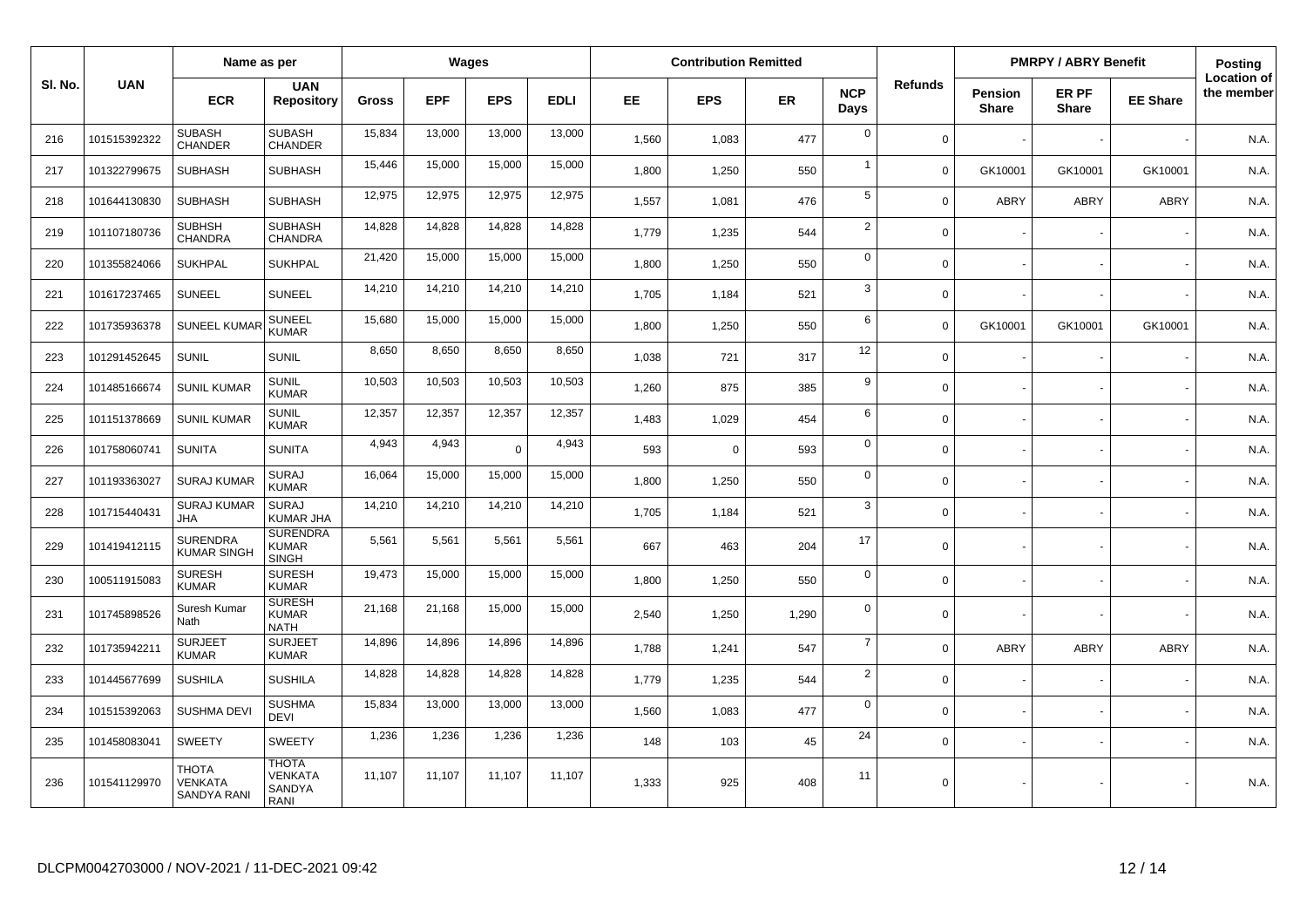| Sl. No. | UAN | Name as per | | Wages | | | | Contribution Remitted | | | | Refunds | PMRPY / ABRY Benefit | | | Posting Location of the member |
|---|---|---|---|---|---|---|---|---|---|---|---|---|---|---|---|---|
| | | ECR | UAN Repository | Gross | EPF | EPS | EDLI | EE | EPS | ER | NCP Days | | Pension Share | ER PF Share | EE Share | |
| 216 | 101515392322 | SUBASH CHANDER | SUBASH CHANDER | 15,834 | 13,000 | 13,000 | 13,000 | 1,560 | 1,083 | 477 | 0 | 0 | - | - | - | N.A. |
| 217 | 101322799675 | SUBHASH | SUBHASH | 15,446 | 15,000 | 15,000 | 15,000 | 1,800 | 1,250 | 550 | 1 | 0 | GK10001 | GK10001 | GK10001 | N.A. |
| 218 | 101644130830 | SUBHASH | SUBHASH | 12,975 | 12,975 | 12,975 | 12,975 | 1,557 | 1,081 | 476 | 5 | 0 | ABRY | ABRY | ABRY | N.A. |
| 219 | 101107180736 | SUBHSH CHANDRA | SUBHASH CHANDRA | 14,828 | 14,828 | 14,828 | 14,828 | 1,779 | 1,235 | 544 | 2 | 0 | - | - | - | N.A. |
| 220 | 101355824066 | SUKHPAL | SUKHPAL | 21,420 | 15,000 | 15,000 | 15,000 | 1,800 | 1,250 | 550 | 0 | 0 | - | - | - | N.A. |
| 221 | 101617237465 | SUNEEL | SUNEEL | 14,210 | 14,210 | 14,210 | 14,210 | 1,705 | 1,184 | 521 | 3 | 0 | - | - | - | N.A. |
| 222 | 101735936378 | SUNEEL KUMAR | SUNEEL KUMAR | 15,680 | 15,000 | 15,000 | 15,000 | 1,800 | 1,250 | 550 | 6 | 0 | GK10001 | GK10001 | GK10001 | N.A. |
| 223 | 101291452645 | SUNIL | SUNIL | 8,650 | 8,650 | 8,650 | 8,650 | 1,038 | 721 | 317 | 12 | 0 | - | - | - | N.A. |
| 224 | 101485166674 | SUNIL KUMAR | SUNIL KUMAR | 10,503 | 10,503 | 10,503 | 10,503 | 1,260 | 875 | 385 | 9 | 0 | - | - | - | N.A. |
| 225 | 101151378669 | SUNIL KUMAR | SUNIL KUMAR | 12,357 | 12,357 | 12,357 | 12,357 | 1,483 | 1,029 | 454 | 6 | 0 | - | - | - | N.A. |
| 226 | 101758060741 | SUNITA | SUNITA | 4,943 | 4,943 | 0 | 4,943 | 593 | 0 | 593 | 0 | 0 | - | - | - | N.A. |
| 227 | 101193363027 | SURAJ KUMAR | SURAJ KUMAR | 16,064 | 15,000 | 15,000 | 15,000 | 1,800 | 1,250 | 550 | 0 | 0 | - | - | - | N.A. |
| 228 | 101715440431 | SURAJ KUMAR JHA | SURAJ KUMAR JHA | 14,210 | 14,210 | 14,210 | 14,210 | 1,705 | 1,184 | 521 | 3 | 0 | - | - | - | N.A. |
| 229 | 101419412115 | SURENDRA KUMAR SINGH | SURENDRA KUMAR SINGH | 5,561 | 5,561 | 5,561 | 5,561 | 667 | 463 | 204 | 17 | 0 | - | - | - | N.A. |
| 230 | 100511915083 | SURESH KUMAR | SURESH KUMAR | 19,473 | 15,000 | 15,000 | 15,000 | 1,800 | 1,250 | 550 | 0 | 0 | - | - | - | N.A. |
| 231 | 101745898526 | Suresh Kumar Nath | SURESH KUMAR NATH | 21,168 | 21,168 | 15,000 | 15,000 | 2,540 | 1,250 | 1,290 | 0 | 0 | - | - | - | N.A. |
| 232 | 101735942211 | SURJEET KUMAR | SURJEET KUMAR | 14,896 | 14,896 | 14,896 | 14,896 | 1,788 | 1,241 | 547 | 7 | 0 | ABRY | ABRY | ABRY | N.A. |
| 233 | 101445677699 | SUSHILA | SUSHILA | 14,828 | 14,828 | 14,828 | 14,828 | 1,779 | 1,235 | 544 | 2 | 0 | - | - | - | N.A. |
| 234 | 101515392063 | SUSHMA DEVI | SUSHMA DEVI | 15,834 | 13,000 | 13,000 | 13,000 | 1,560 | 1,083 | 477 | 0 | 0 | - | - | - | N.A. |
| 235 | 101458083041 | SWEETY | SWEETY | 1,236 | 1,236 | 1,236 | 1,236 | 148 | 103 | 45 | 24 | 0 | - | - | - | N.A. |
| 236 | 101541129970 | THOTA VENKATA SANDYA RANI | THOTA VENKATA SANDYA RANI | 11,107 | 11,107 | 11,107 | 11,107 | 1,333 | 925 | 408 | 11 | 0 | - | - | - | N.A. |

DLCPM0042703000 / NOV-2021 / 11-DEC-2021 09:42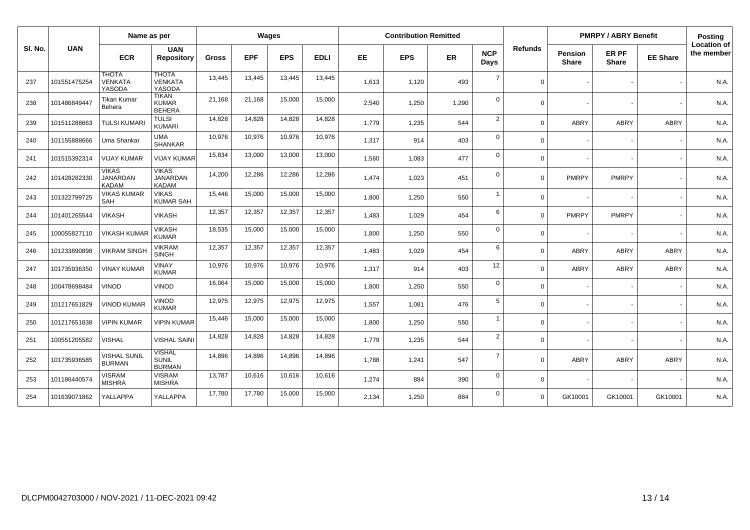| Sl. No. | UAN | Name as per | | Wages | | | | Contribution Remitted | | | | Refunds | PMRPY / ABRY Benefit | | | Posting Location of the member |
|---|---|---|---|---|---|---|---|---|---|---|---|---|---|---|---|---|
| | | ECR | UAN Repository | Gross | EPF | EPS | EDLI | EE | EPS | ER | NCP Days | | Pension Share | ER PF Share | EE Share | |
| 237 | 101551475254 | THOTA VENKATA YASODA | THOTA VENKATA YASODA | 13,445 | 13,445 | 13,445 | 13,445 | 1,613 | 1,120 | 493 | 7 | 0 | - | - | - | N.A. |
| 238 | 101486849447 | Tikan Kumar Behera | TIKAN KUMAR BEHERA | 21,168 | 21,168 | 15,000 | 15,000 | 2,540 | 1,250 | 1,290 | 0 | 0 | - | - | - | N.A. |
| 239 | 101511288663 | TULSI KUMARI | TULSI KUMARI | 14,828 | 14,828 | 14,828 | 14,828 | 1,779 | 1,235 | 544 | 2 | 0 | ABRY | ABRY | ABRY | N.A. |
| 240 | 101155888666 | Uma Shankar | UMA SHANKAR | 10,976 | 10,976 | 10,976 | 10,976 | 1,317 | 914 | 403 | 0 | 0 | - | - | - | N.A. |
| 241 | 101515392314 | VIJAY KUMAR | VIJAY KUMAR | 15,834 | 13,000 | 13,000 | 13,000 | 1,560 | 1,083 | 477 | 0 | 0 | - | - | - | N.A. |
| 242 | 101428282330 | VIKAS JANARDAN KADAM | VIKAS JANARDAN KADAM | 14,200 | 12,286 | 12,286 | 12,286 | 1,474 | 1,023 | 451 | 0 | 0 | PMRPY | PMRPY | - | N.A. |
| 243 | 101322799725 | VIKAS KUMAR SAH | VIKAS KUMAR SAH | 15,446 | 15,000 | 15,000 | 15,000 | 1,800 | 1,250 | 550 | 1 | 0 | - | - | - | N.A. |
| 244 | 101401265544 | VIKASH | VIKASH | 12,357 | 12,357 | 12,357 | 12,357 | 1,483 | 1,029 | 454 | 6 | 0 | PMRPY | PMRPY | - | N.A. |
| 245 | 100055827110 | VIKASH KUMAR | VIKASH KUMAR | 18,535 | 15,000 | 15,000 | 15,000 | 1,800 | 1,250 | 550 | 0 | 0 | - | - | - | N.A. |
| 246 | 101233890898 | VIKRAM SINGH | VIKRAM SINGH | 12,357 | 12,357 | 12,357 | 12,357 | 1,483 | 1,029 | 454 | 6 | 0 | ABRY | ABRY | ABRY | N.A. |
| 247 | 101735936350 | VINAY KUMAR | VINAY KUMAR | 10,976 | 10,976 | 10,976 | 10,976 | 1,317 | 914 | 403 | 12 | 0 | ABRY | ABRY | ABRY | N.A. |
| 248 | 100478698484 | VINOD | VINOD | 16,064 | 15,000 | 15,000 | 15,000 | 1,800 | 1,250 | 550 | 0 | 0 | - | - | - | N.A. |
| 249 | 101217651829 | VINOD KUMAR | VINOD KUMAR | 12,975 | 12,975 | 12,975 | 12,975 | 1,557 | 1,081 | 476 | 5 | 0 | - | - | - | N.A. |
| 250 | 101217651838 | VIPIN KUMAR | VIPIN KUMAR | 15,446 | 15,000 | 15,000 | 15,000 | 1,800 | 1,250 | 550 | 1 | 0 | - | - | - | N.A. |
| 251 | 100551205582 | VISHAL | VISHAL SAINI | 14,828 | 14,828 | 14,828 | 14,828 | 1,779 | 1,235 | 544 | 2 | 0 | - | - | - | N.A. |
| 252 | 101735936585 | VISHAL SUNIL BURMAN | VISHAL SUNIL BURMAN | 14,896 | 14,896 | 14,896 | 14,896 | 1,788 | 1,241 | 547 | 7 | 0 | ABRY | ABRY | ABRY | N.A. |
| 253 | 101186440574 | VISRAM MISHRA | VISRAM MISHRA | 13,787 | 10,616 | 10,616 | 10,616 | 1,274 | 884 | 390 | 0 | 0 | - | - | - | N.A. |
| 254 | 101639071862 | YALLAPPA | YALLAPPA | 17,780 | 17,780 | 15,000 | 15,000 | 2,134 | 1,250 | 884 | 0 | 0 | GK10001 | GK10001 | GK10001 | N.A. |

DLCPM0042703000 / NOV-2021 / 11-DEC-2021 09:42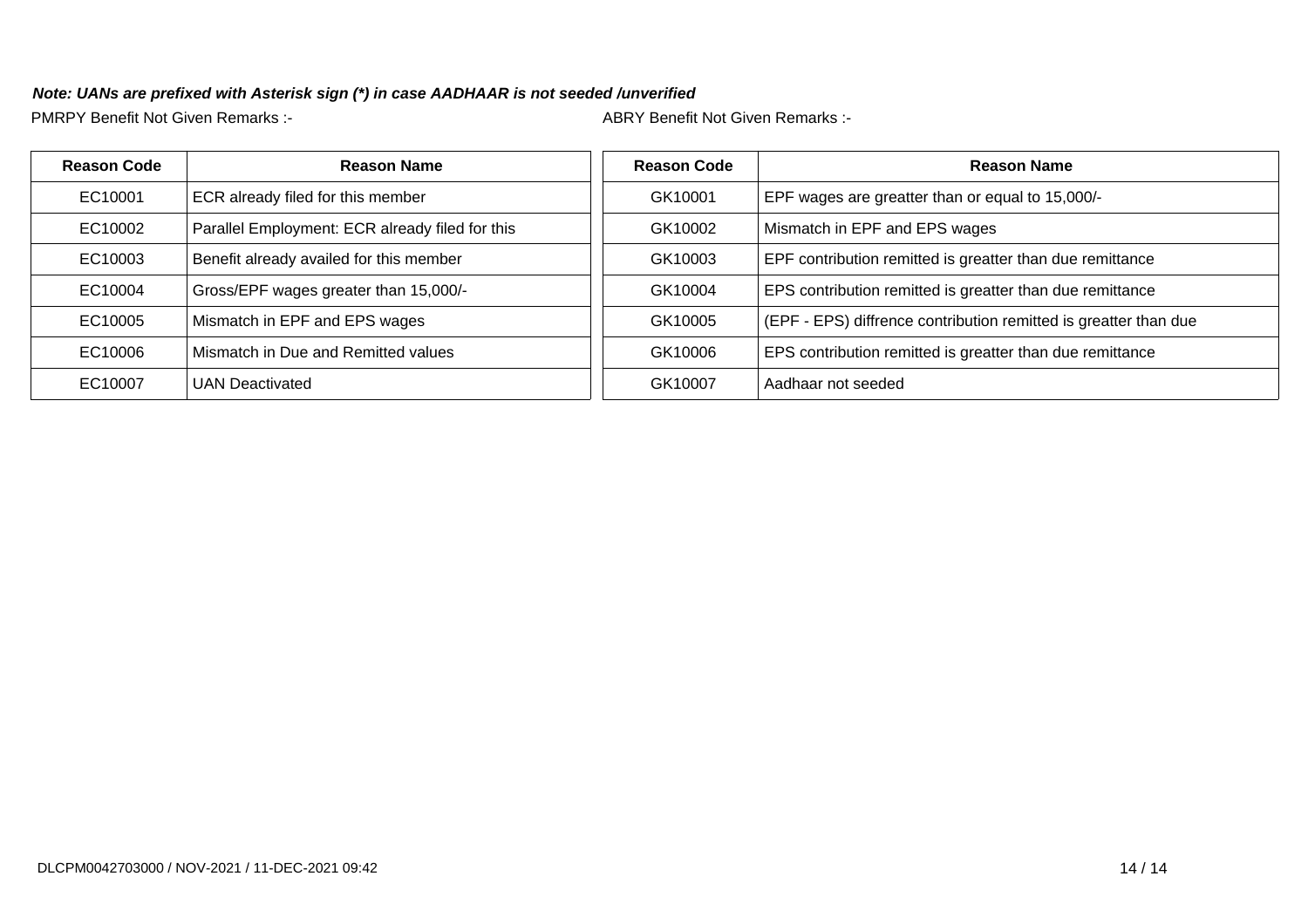***Note: UANs are prefixed with Asterisk sign (*) in case AADHAAR is not seeded /unverified***

PMRPY Benefit Not Given Remarks :-

| Reason Code | Reason Name |
|---|---|
| EC10001 | ECR already filed for this member |
| EC10002 | Parallel Employment: ECR already filed for this |
| EC10003 | Benefit already availed for this member |
| EC10004 | Gross/EPF wages greater than 15,000/- |
| EC10005 | Mismatch in EPF and EPS wages |
| EC10006 | Mismatch in Due and Remitted values |
| EC10007 | UAN Deactivated |

ABRY Benefit Not Given Remarks :-

| Reason Code | Reason Name |
|---|---|
| GK10001 | EPF wages are greatter than or equal to 15,000/- |
| GK10002 | Mismatch in EPF and EPS wages |
| GK10003 | EPF contribution remitted is greatter than due remittance |
| GK10004 | EPS contribution remitted is greatter than due remittance |
| GK10005 | (EPF - EPS) diffrence contribution remitted is greatter than due |
| GK10006 | EPS contribution remitted is greatter than due remittance |
| GK10007 | Aadhaar not seeded |

DLCPM0042703000 / NOV-2021 / 11-DEC-2021 09:42